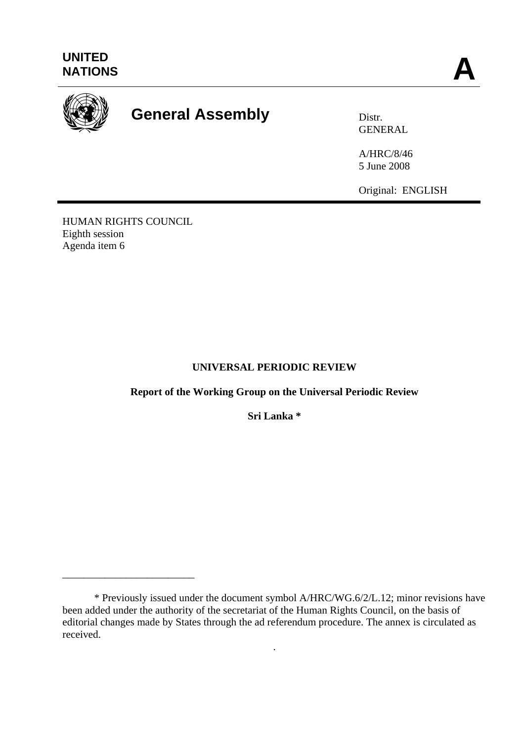UNITED NATIONS **A**

# General Assembly

Distr.
GENERAL

A/HRC/8/46
5 June 2008

Original: ENGLISH

HUMAN RIGHTS COUNCIL
Eighth session
Agenda item 6

**UNIVERSAL PERIODIC REVIEW**

**Report of the Working Group on the Universal Periodic Review**

**Sri Lanka ***

---

\* Previously issued under the document symbol A/HRC/WG.6/2/L.12; minor revisions have been added under the authority of the secretariat of the Human Rights Council, on the basis of editorial changes made by States through the ad referendum procedure. The annex is circulated as received.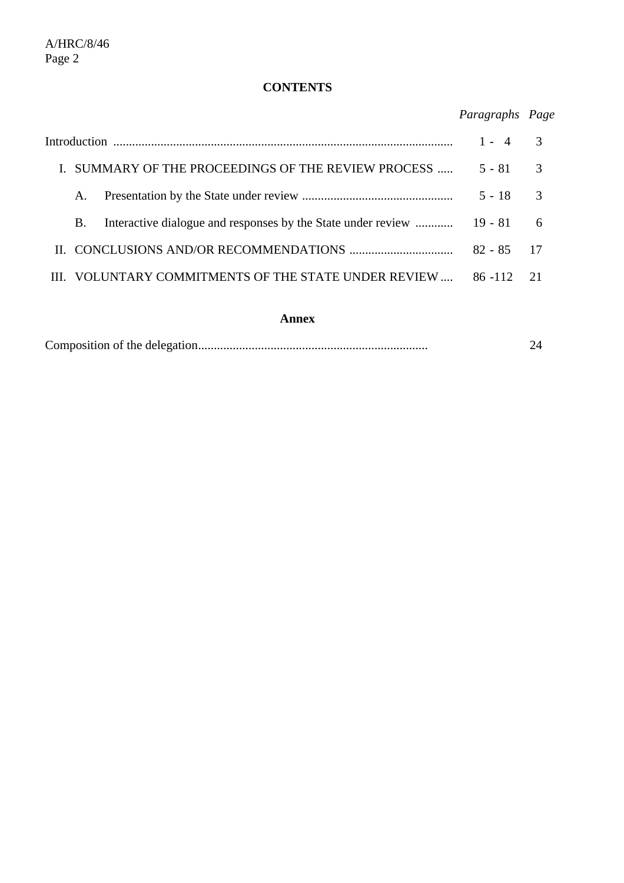**CONTENTS**

| | *Paragraphs* | *Page* |
|---|---|---|
| Introduction | 1 - 4 | 3 |
| I. SUMMARY OF THE PROCEEDINGS OF THE REVIEW PROCESS | 5 - 81 | 3 |
| A. Presentation by the State under review | 5 - 18 | 3 |
| B. Interactive dialogue and responses by the State under review | 19 - 81 | 6 |
| II. CONCLUSIONS AND/OR RECOMMENDATIONS | 82 - 85 | 17 |
| III. VOLUNTARY COMMITMENTS OF THE STATE UNDER REVIEW | 86 -112 | 21 |

**Annex**

| | | |
|---|---|---|
| Composition of the delegation | | 24 |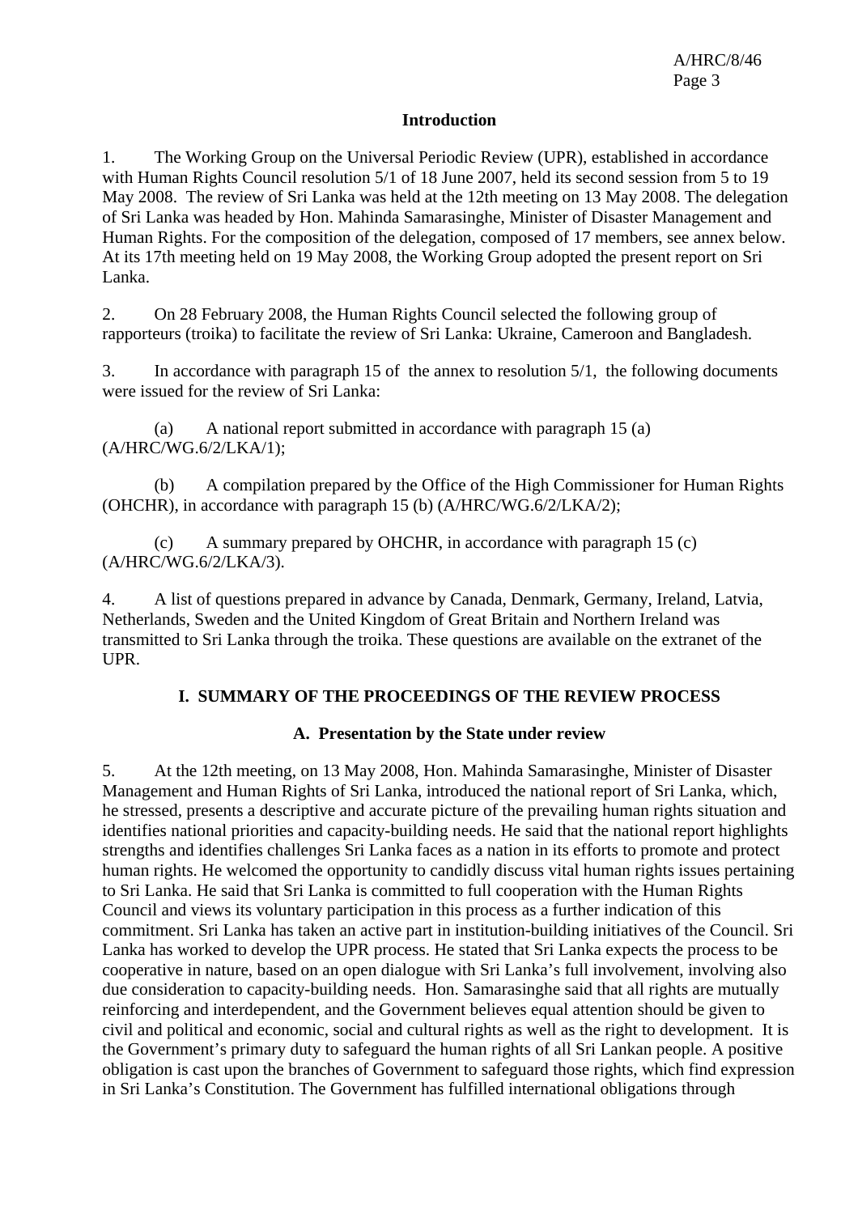## Introduction

1. The Working Group on the Universal Periodic Review (UPR), established in accordance with Human Rights Council resolution 5/1 of 18 June 2007, held its second session from 5 to 19 May 2008. The review of Sri Lanka was held at the 12th meeting on 13 May 2008. The delegation of Sri Lanka was headed by Hon. Mahinda Samarasinghe, Minister of Disaster Management and Human Rights. For the composition of the delegation, composed of 17 members, see annex below. At its 17th meeting held on 19 May 2008, the Working Group adopted the present report on Sri Lanka.

2. On 28 February 2008, the Human Rights Council selected the following group of rapporteurs (troika) to facilitate the review of Sri Lanka: Ukraine, Cameroon and Bangladesh.

3. In accordance with paragraph 15 of the annex to resolution 5/1, the following documents were issued for the review of Sri Lanka:

(a) A national report submitted in accordance with paragraph 15 (a) (A/HRC/WG.6/2/LKA/1);

(b) A compilation prepared by the Office of the High Commissioner for Human Rights (OHCHR), in accordance with paragraph 15 (b) (A/HRC/WG.6/2/LKA/2);

(c) A summary prepared by OHCHR, in accordance with paragraph 15 (c) (A/HRC/WG.6/2/LKA/3).

4. A list of questions prepared in advance by Canada, Denmark, Germany, Ireland, Latvia, Netherlands, Sweden and the United Kingdom of Great Britain and Northern Ireland was transmitted to Sri Lanka through the troika. These questions are available on the extranet of the UPR.

## I. SUMMARY OF THE PROCEEDINGS OF THE REVIEW PROCESS

### A. Presentation by the State under review

5. At the 12th meeting, on 13 May 2008, Hon. Mahinda Samarasinghe, Minister of Disaster Management and Human Rights of Sri Lanka, introduced the national report of Sri Lanka, which, he stressed, presents a descriptive and accurate picture of the prevailing human rights situation and identifies national priorities and capacity-building needs. He said that the national report highlights strengths and identifies challenges Sri Lanka faces as a nation in its efforts to promote and protect human rights. He welcomed the opportunity to candidly discuss vital human rights issues pertaining to Sri Lanka. He said that Sri Lanka is committed to full cooperation with the Human Rights Council and views its voluntary participation in this process as a further indication of this commitment. Sri Lanka has taken an active part in institution-building initiatives of the Council. Sri Lanka has worked to develop the UPR process. He stated that Sri Lanka expects the process to be cooperative in nature, based on an open dialogue with Sri Lanka's full involvement, involving also due consideration to capacity-building needs. Hon. Samarasinghe said that all rights are mutually reinforcing and interdependent, and the Government believes equal attention should be given to civil and political and economic, social and cultural rights as well as the right to development. It is the Government's primary duty to safeguard the human rights of all Sri Lankan people. A positive obligation is cast upon the branches of Government to safeguard those rights, which find expression in Sri Lanka's Constitution. The Government has fulfilled international obligations through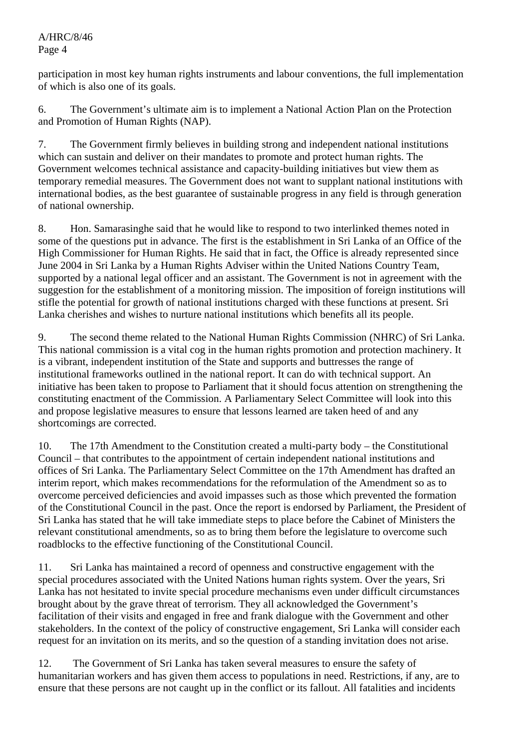participation in most key human rights instruments and labour conventions, the full implementation of which is also one of its goals.

6. The Government's ultimate aim is to implement a National Action Plan on the Protection and Promotion of Human Rights (NAP).

7. The Government firmly believes in building strong and independent national institutions which can sustain and deliver on their mandates to promote and protect human rights. The Government welcomes technical assistance and capacity-building initiatives but view them as temporary remedial measures. The Government does not want to supplant national institutions with international bodies, as the best guarantee of sustainable progress in any field is through generation of national ownership.

8. Hon. Samarasinghe said that he would like to respond to two interlinked themes noted in some of the questions put in advance. The first is the establishment in Sri Lanka of an Office of the High Commissioner for Human Rights. He said that in fact, the Office is already represented since June 2004 in Sri Lanka by a Human Rights Adviser within the United Nations Country Team, supported by a national legal officer and an assistant. The Government is not in agreement with the suggestion for the establishment of a monitoring mission. The imposition of foreign institutions will stifle the potential for growth of national institutions charged with these functions at present. Sri Lanka cherishes and wishes to nurture national institutions which benefits all its people.

9. The second theme related to the National Human Rights Commission (NHRC) of Sri Lanka. This national commission is a vital cog in the human rights promotion and protection machinery. It is a vibrant, independent institution of the State and supports and buttresses the range of institutional frameworks outlined in the national report. It can do with technical support. An initiative has been taken to propose to Parliament that it should focus attention on strengthening the constituting enactment of the Commission. A Parliamentary Select Committee will look into this and propose legislative measures to ensure that lessons learned are taken heed of and any shortcomings are corrected.

10. The 17th Amendment to the Constitution created a multi-party body – the Constitutional Council – that contributes to the appointment of certain independent national institutions and offices of Sri Lanka. The Parliamentary Select Committee on the 17th Amendment has drafted an interim report, which makes recommendations for the reformulation of the Amendment so as to overcome perceived deficiencies and avoid impasses such as those which prevented the formation of the Constitutional Council in the past. Once the report is endorsed by Parliament, the President of Sri Lanka has stated that he will take immediate steps to place before the Cabinet of Ministers the relevant constitutional amendments, so as to bring them before the legislature to overcome such roadblocks to the effective functioning of the Constitutional Council.

11. Sri Lanka has maintained a record of openness and constructive engagement with the special procedures associated with the United Nations human rights system. Over the years, Sri Lanka has not hesitated to invite special procedure mechanisms even under difficult circumstances brought about by the grave threat of terrorism. They all acknowledged the Government's facilitation of their visits and engaged in free and frank dialogue with the Government and other stakeholders. In the context of the policy of constructive engagement, Sri Lanka will consider each request for an invitation on its merits, and so the question of a standing invitation does not arise.

12. The Government of Sri Lanka has taken several measures to ensure the safety of humanitarian workers and has given them access to populations in need. Restrictions, if any, are to ensure that these persons are not caught up in the conflict or its fallout. All fatalities and incidents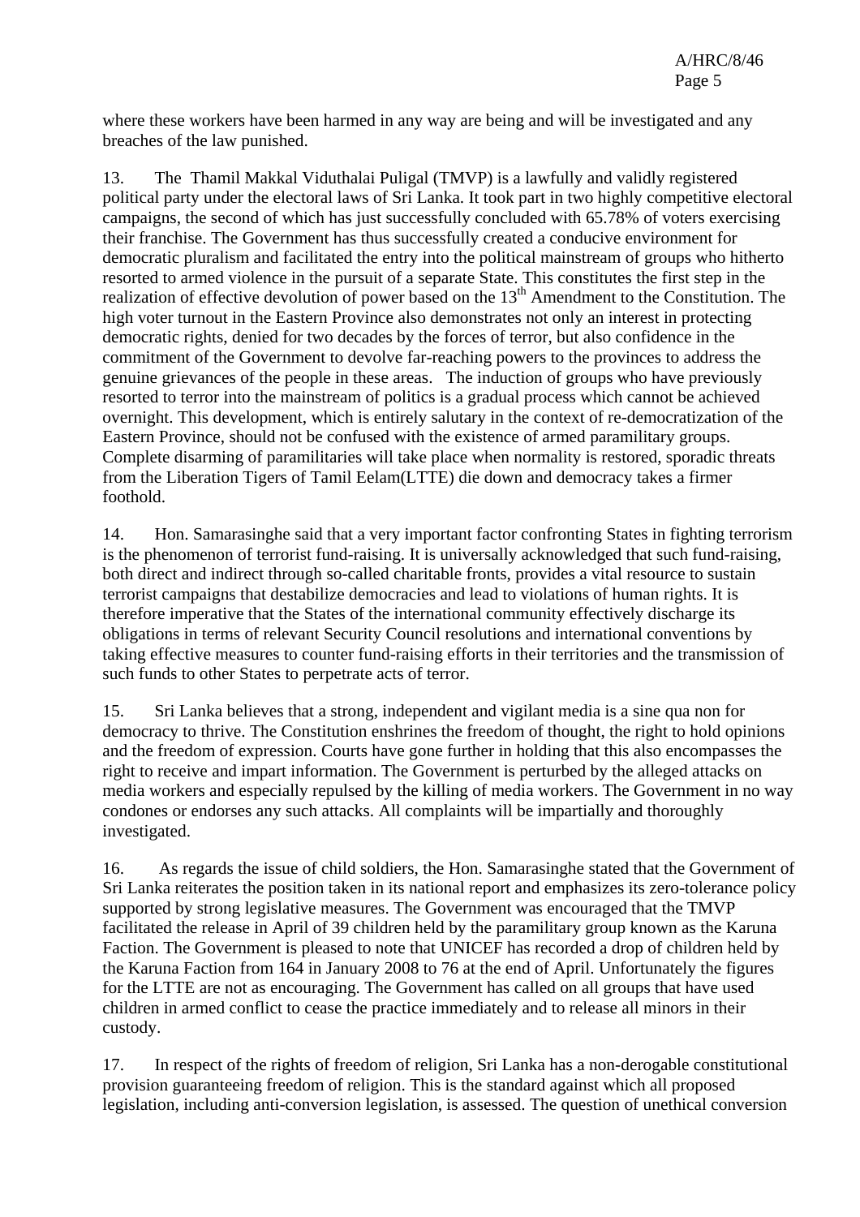where these workers have been harmed in any way are being and will be investigated and any breaches of the law punished.

13. The Thamil Makkal Viduthalai Puligal (TMVP) is a lawfully and validly registered political party under the electoral laws of Sri Lanka. It took part in two highly competitive electoral campaigns, the second of which has just successfully concluded with 65.78% of voters exercising their franchise. The Government has thus successfully created a conducive environment for democratic pluralism and facilitated the entry into the political mainstream of groups who hitherto resorted to armed violence in the pursuit of a separate State. This constitutes the first step in the realization of effective devolution of power based on the 13th Amendment to the Constitution. The high voter turnout in the Eastern Province also demonstrates not only an interest in protecting democratic rights, denied for two decades by the forces of terror, but also confidence in the commitment of the Government to devolve far-reaching powers to the provinces to address the genuine grievances of the people in these areas. The induction of groups who have previously resorted to terror into the mainstream of politics is a gradual process which cannot be achieved overnight. This development, which is entirely salutary in the context of re-democratization of the Eastern Province, should not be confused with the existence of armed paramilitary groups. Complete disarming of paramilitaries will take place when normality is restored, sporadic threats from the Liberation Tigers of Tamil Eelam(LTTE) die down and democracy takes a firmer foothold.

14. Hon. Samarasinghe said that a very important factor confronting States in fighting terrorism is the phenomenon of terrorist fund-raising. It is universally acknowledged that such fund-raising, both direct and indirect through so-called charitable fronts, provides a vital resource to sustain terrorist campaigns that destabilize democracies and lead to violations of human rights. It is therefore imperative that the States of the international community effectively discharge its obligations in terms of relevant Security Council resolutions and international conventions by taking effective measures to counter fund-raising efforts in their territories and the transmission of such funds to other States to perpetrate acts of terror.

15. Sri Lanka believes that a strong, independent and vigilant media is a sine qua non for democracy to thrive. The Constitution enshrines the freedom of thought, the right to hold opinions and the freedom of expression. Courts have gone further in holding that this also encompasses the right to receive and impart information. The Government is perturbed by the alleged attacks on media workers and especially repulsed by the killing of media workers. The Government in no way condones or endorses any such attacks. All complaints will be impartially and thoroughly investigated.

16. As regards the issue of child soldiers, the Hon. Samarasinghe stated that the Government of Sri Lanka reiterates the position taken in its national report and emphasizes its zero-tolerance policy supported by strong legislative measures. The Government was encouraged that the TMVP facilitated the release in April of 39 children held by the paramilitary group known as the Karuna Faction. The Government is pleased to note that UNICEF has recorded a drop of children held by the Karuna Faction from 164 in January 2008 to 76 at the end of April. Unfortunately the figures for the LTTE are not as encouraging. The Government has called on all groups that have used children in armed conflict to cease the practice immediately and to release all minors in their custody.

17. In respect of the rights of freedom of religion, Sri Lanka has a non-derogable constitutional provision guaranteeing freedom of religion. This is the standard against which all proposed legislation, including anti-conversion legislation, is assessed. The question of unethical conversion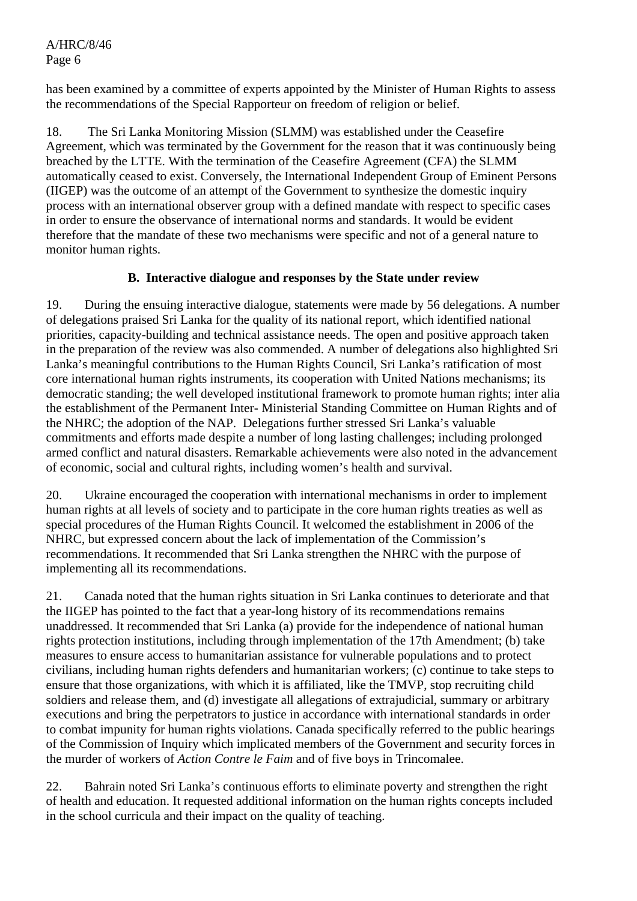has been examined by a committee of experts appointed by the Minister of Human Rights to assess the recommendations of the Special Rapporteur on freedom of religion or belief.

18. The Sri Lanka Monitoring Mission (SLMM) was established under the Ceasefire Agreement, which was terminated by the Government for the reason that it was continuously being breached by the LTTE. With the termination of the Ceasefire Agreement (CFA) the SLMM automatically ceased to exist. Conversely, the International Independent Group of Eminent Persons (IIGEP) was the outcome of an attempt of the Government to synthesize the domestic inquiry process with an international observer group with a defined mandate with respect to specific cases in order to ensure the observance of international norms and standards. It would be evident therefore that the mandate of these two mechanisms were specific and not of a general nature to monitor human rights.

### B. Interactive dialogue and responses by the State under review

19. During the ensuing interactive dialogue, statements were made by 56 delegations. A number of delegations praised Sri Lanka for the quality of its national report, which identified national priorities, capacity-building and technical assistance needs. The open and positive approach taken in the preparation of the review was also commended. A number of delegations also highlighted Sri Lanka's meaningful contributions to the Human Rights Council, Sri Lanka's ratification of most core international human rights instruments, its cooperation with United Nations mechanisms; its democratic standing; the well developed institutional framework to promote human rights; inter alia the establishment of the Permanent Inter- Ministerial Standing Committee on Human Rights and of the NHRC; the adoption of the NAP. Delegations further stressed Sri Lanka's valuable commitments and efforts made despite a number of long lasting challenges; including prolonged armed conflict and natural disasters. Remarkable achievements were also noted in the advancement of economic, social and cultural rights, including women's health and survival.

20. Ukraine encouraged the cooperation with international mechanisms in order to implement human rights at all levels of society and to participate in the core human rights treaties as well as special procedures of the Human Rights Council. It welcomed the establishment in 2006 of the NHRC, but expressed concern about the lack of implementation of the Commission's recommendations. It recommended that Sri Lanka strengthen the NHRC with the purpose of implementing all its recommendations.

21. Canada noted that the human rights situation in Sri Lanka continues to deteriorate and that the IIGEP has pointed to the fact that a year-long history of its recommendations remains unaddressed. It recommended that Sri Lanka (a) provide for the independence of national human rights protection institutions, including through implementation of the 17th Amendment; (b) take measures to ensure access to humanitarian assistance for vulnerable populations and to protect civilians, including human rights defenders and humanitarian workers; (c) continue to take steps to ensure that those organizations, with which it is affiliated, like the TMVP, stop recruiting child soldiers and release them, and (d) investigate all allegations of extrajudicial, summary or arbitrary executions and bring the perpetrators to justice in accordance with international standards in order to combat impunity for human rights violations. Canada specifically referred to the public hearings of the Commission of Inquiry which implicated members of the Government and security forces in the murder of workers of *Action Contre le Faim* and of five boys in Trincomalee.

22. Bahrain noted Sri Lanka's continuous efforts to eliminate poverty and strengthen the right of health and education. It requested additional information on the human rights concepts included in the school curricula and their impact on the quality of teaching.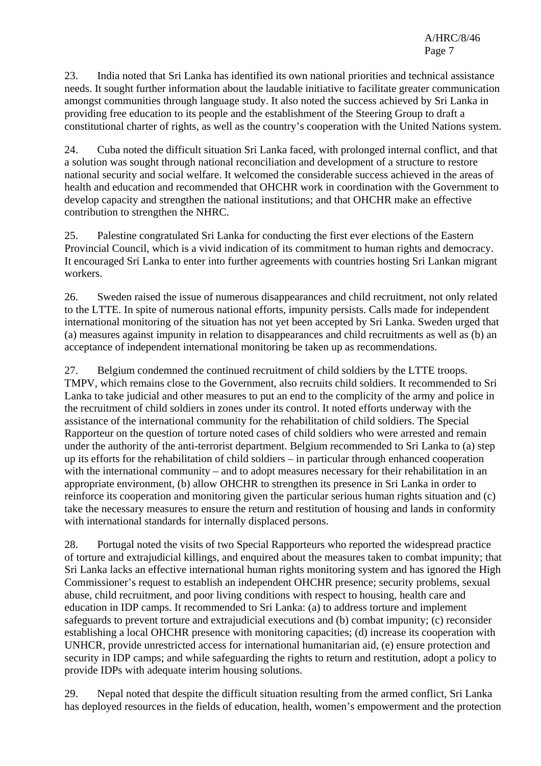23. India noted that Sri Lanka has identified its own national priorities and technical assistance needs. It sought further information about the laudable initiative to facilitate greater communication amongst communities through language study. It also noted the success achieved by Sri Lanka in providing free education to its people and the establishment of the Steering Group to draft a constitutional charter of rights, as well as the country's cooperation with the United Nations system.

24. Cuba noted the difficult situation Sri Lanka faced, with prolonged internal conflict, and that a solution was sought through national reconciliation and development of a structure to restore national security and social welfare. It welcomed the considerable success achieved in the areas of health and education and recommended that OHCHR work in coordination with the Government to develop capacity and strengthen the national institutions; and that OHCHR make an effective contribution to strengthen the NHRC.

25. Palestine congratulated Sri Lanka for conducting the first ever elections of the Eastern Provincial Council, which is a vivid indication of its commitment to human rights and democracy. It encouraged Sri Lanka to enter into further agreements with countries hosting Sri Lankan migrant workers.

26. Sweden raised the issue of numerous disappearances and child recruitment, not only related to the LTTE. In spite of numerous national efforts, impunity persists. Calls made for independent international monitoring of the situation has not yet been accepted by Sri Lanka. Sweden urged that (a) measures against impunity in relation to disappearances and child recruitments as well as (b) an acceptance of independent international monitoring be taken up as recommendations.

27. Belgium condemned the continued recruitment of child soldiers by the LTTE troops. TMPV, which remains close to the Government, also recruits child soldiers. It recommended to Sri Lanka to take judicial and other measures to put an end to the complicity of the army and police in the recruitment of child soldiers in zones under its control. It noted efforts underway with the assistance of the international community for the rehabilitation of child soldiers. The Special Rapporteur on the question of torture noted cases of child soldiers who were arrested and remain under the authority of the anti-terrorist department. Belgium recommended to Sri Lanka to (a) step up its efforts for the rehabilitation of child soldiers – in particular through enhanced cooperation with the international community – and to adopt measures necessary for their rehabilitation in an appropriate environment, (b) allow OHCHR to strengthen its presence in Sri Lanka in order to reinforce its cooperation and monitoring given the particular serious human rights situation and (c) take the necessary measures to ensure the return and restitution of housing and lands in conformity with international standards for internally displaced persons.

28. Portugal noted the visits of two Special Rapporteurs who reported the widespread practice of torture and extrajudicial killings, and enquired about the measures taken to combat impunity; that Sri Lanka lacks an effective international human rights monitoring system and has ignored the High Commissioner's request to establish an independent OHCHR presence; security problems, sexual abuse, child recruitment, and poor living conditions with respect to housing, health care and education in IDP camps. It recommended to Sri Lanka: (a) to address torture and implement safeguards to prevent torture and extrajudicial executions and (b) combat impunity; (c) reconsider establishing a local OHCHR presence with monitoring capacities; (d) increase its cooperation with UNHCR, provide unrestricted access for international humanitarian aid, (e) ensure protection and security in IDP camps; and while safeguarding the rights to return and restitution, adopt a policy to provide IDPs with adequate interim housing solutions.

29. Nepal noted that despite the difficult situation resulting from the armed conflict, Sri Lanka has deployed resources in the fields of education, health, women's empowerment and the protection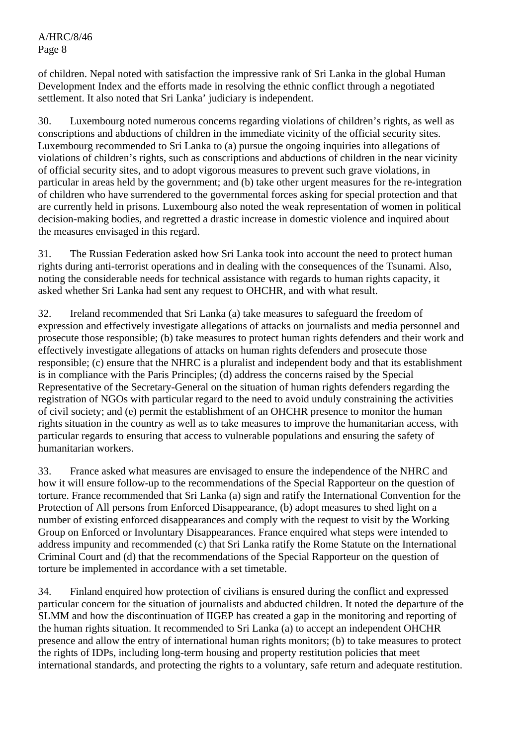of children. Nepal noted with satisfaction the impressive rank of Sri Lanka in the global Human Development Index and the efforts made in resolving the ethnic conflict through a negotiated settlement. It also noted that Sri Lanka' judiciary is independent.

30. Luxembourg noted numerous concerns regarding violations of children's rights, as well as conscriptions and abductions of children in the immediate vicinity of the official security sites. Luxembourg recommended to Sri Lanka to (a) pursue the ongoing inquiries into allegations of violations of children's rights, such as conscriptions and abductions of children in the near vicinity of official security sites, and to adopt vigorous measures to prevent such grave violations, in particular in areas held by the government; and (b) take other urgent measures for the re-integration of children who have surrendered to the governmental forces asking for special protection and that are currently held in prisons. Luxembourg also noted the weak representation of women in political decision-making bodies, and regretted a drastic increase in domestic violence and inquired about the measures envisaged in this regard.

31. The Russian Federation asked how Sri Lanka took into account the need to protect human rights during anti-terrorist operations and in dealing with the consequences of the Tsunami. Also, noting the considerable needs for technical assistance with regards to human rights capacity, it asked whether Sri Lanka had sent any request to OHCHR, and with what result.

32. Ireland recommended that Sri Lanka (a) take measures to safeguard the freedom of expression and effectively investigate allegations of attacks on journalists and media personnel and prosecute those responsible; (b) take measures to protect human rights defenders and their work and effectively investigate allegations of attacks on human rights defenders and prosecute those responsible; (c) ensure that the NHRC is a pluralist and independent body and that its establishment is in compliance with the Paris Principles; (d) address the concerns raised by the Special Representative of the Secretary-General on the situation of human rights defenders regarding the registration of NGOs with particular regard to the need to avoid unduly constraining the activities of civil society; and (e) permit the establishment of an OHCHR presence to monitor the human rights situation in the country as well as to take measures to improve the humanitarian access, with particular regards to ensuring that access to vulnerable populations and ensuring the safety of humanitarian workers.

33. France asked what measures are envisaged to ensure the independence of the NHRC and how it will ensure follow-up to the recommendations of the Special Rapporteur on the question of torture. France recommended that Sri Lanka (a) sign and ratify the International Convention for the Protection of All persons from Enforced Disappearance, (b) adopt measures to shed light on a number of existing enforced disappearances and comply with the request to visit by the Working Group on Enforced or Involuntary Disappearances. France enquired what steps were intended to address impunity and recommended (c) that Sri Lanka ratify the Rome Statute on the International Criminal Court and (d) that the recommendations of the Special Rapporteur on the question of torture be implemented in accordance with a set timetable.

34. Finland enquired how protection of civilians is ensured during the conflict and expressed particular concern for the situation of journalists and abducted children. It noted the departure of the SLMM and how the discontinuation of IIGEP has created a gap in the monitoring and reporting of the human rights situation. It recommended to Sri Lanka (a) to accept an independent OHCHR presence and allow the entry of international human rights monitors; (b) to take measures to protect the rights of IDPs, including long-term housing and property restitution policies that meet international standards, and protecting the rights to a voluntary, safe return and adequate restitution.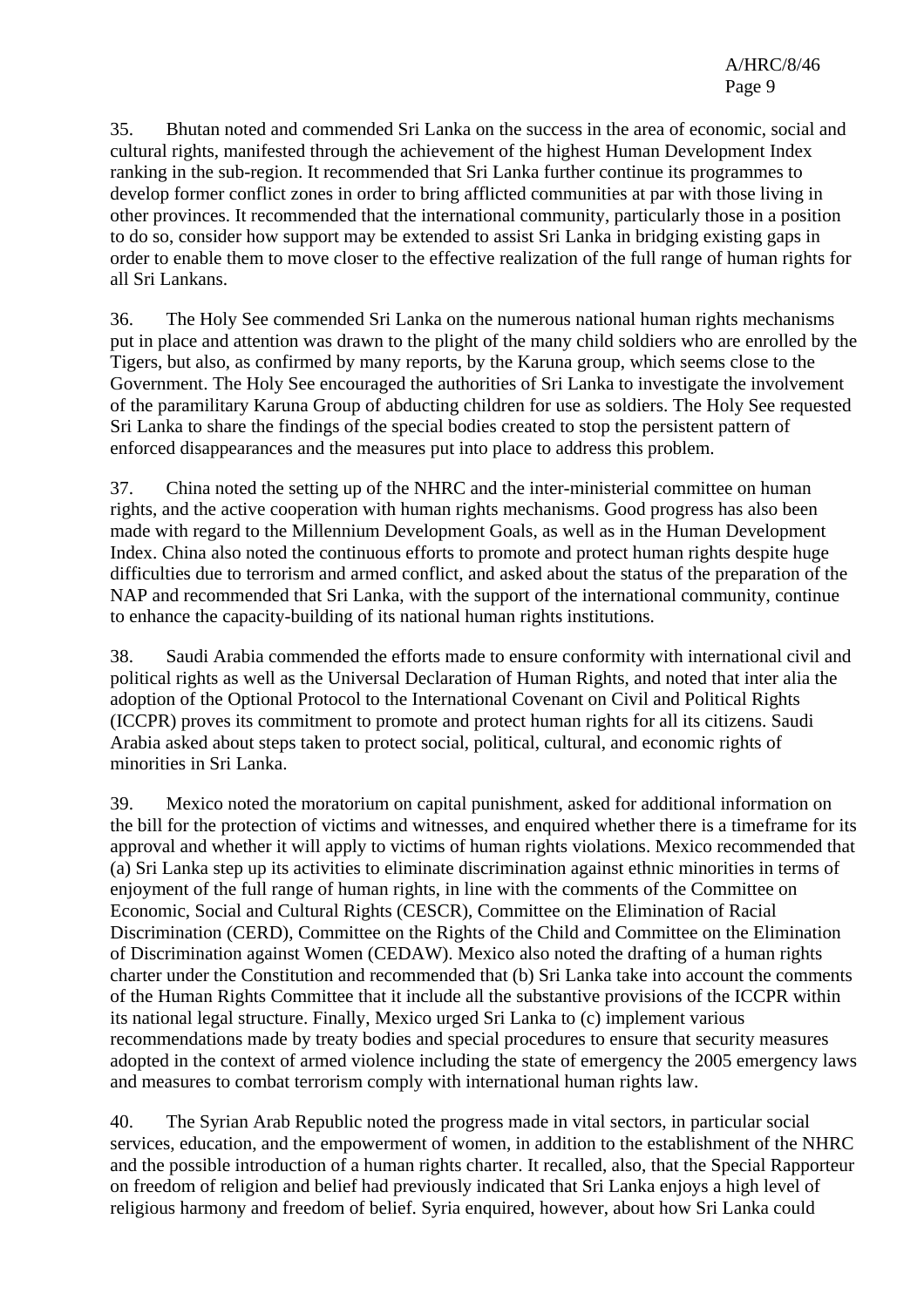35. Bhutan noted and commended Sri Lanka on the success in the area of economic, social and cultural rights, manifested through the achievement of the highest Human Development Index ranking in the sub-region. It recommended that Sri Lanka further continue its programmes to develop former conflict zones in order to bring afflicted communities at par with those living in other provinces. It recommended that the international community, particularly those in a position to do so, consider how support may be extended to assist Sri Lanka in bridging existing gaps in order to enable them to move closer to the effective realization of the full range of human rights for all Sri Lankans.

36. The Holy See commended Sri Lanka on the numerous national human rights mechanisms put in place and attention was drawn to the plight of the many child soldiers who are enrolled by the Tigers, but also, as confirmed by many reports, by the Karuna group, which seems close to the Government. The Holy See encouraged the authorities of Sri Lanka to investigate the involvement of the paramilitary Karuna Group of abducting children for use as soldiers. The Holy See requested Sri Lanka to share the findings of the special bodies created to stop the persistent pattern of enforced disappearances and the measures put into place to address this problem.

37. China noted the setting up of the NHRC and the inter-ministerial committee on human rights, and the active cooperation with human rights mechanisms. Good progress has also been made with regard to the Millennium Development Goals, as well as in the Human Development Index. China also noted the continuous efforts to promote and protect human rights despite huge difficulties due to terrorism and armed conflict, and asked about the status of the preparation of the NAP and recommended that Sri Lanka, with the support of the international community, continue to enhance the capacity-building of its national human rights institutions.

38. Saudi Arabia commended the efforts made to ensure conformity with international civil and political rights as well as the Universal Declaration of Human Rights, and noted that inter alia the adoption of the Optional Protocol to the International Covenant on Civil and Political Rights (ICCPR) proves its commitment to promote and protect human rights for all its citizens. Saudi Arabia asked about steps taken to protect social, political, cultural, and economic rights of minorities in Sri Lanka.

39. Mexico noted the moratorium on capital punishment, asked for additional information on the bill for the protection of victims and witnesses, and enquired whether there is a timeframe for its approval and whether it will apply to victims of human rights violations. Mexico recommended that (a) Sri Lanka step up its activities to eliminate discrimination against ethnic minorities in terms of enjoyment of the full range of human rights, in line with the comments of the Committee on Economic, Social and Cultural Rights (CESCR), Committee on the Elimination of Racial Discrimination (CERD), Committee on the Rights of the Child and Committee on the Elimination of Discrimination against Women (CEDAW). Mexico also noted the drafting of a human rights charter under the Constitution and recommended that (b) Sri Lanka take into account the comments of the Human Rights Committee that it include all the substantive provisions of the ICCPR within its national legal structure. Finally, Mexico urged Sri Lanka to (c) implement various recommendations made by treaty bodies and special procedures to ensure that security measures adopted in the context of armed violence including the state of emergency the 2005 emergency laws and measures to combat terrorism comply with international human rights law.

40. The Syrian Arab Republic noted the progress made in vital sectors, in particular social services, education, and the empowerment of women, in addition to the establishment of the NHRC and the possible introduction of a human rights charter. It recalled, also, that the Special Rapporteur on freedom of religion and belief had previously indicated that Sri Lanka enjoys a high level of religious harmony and freedom of belief. Syria enquired, however, about how Sri Lanka could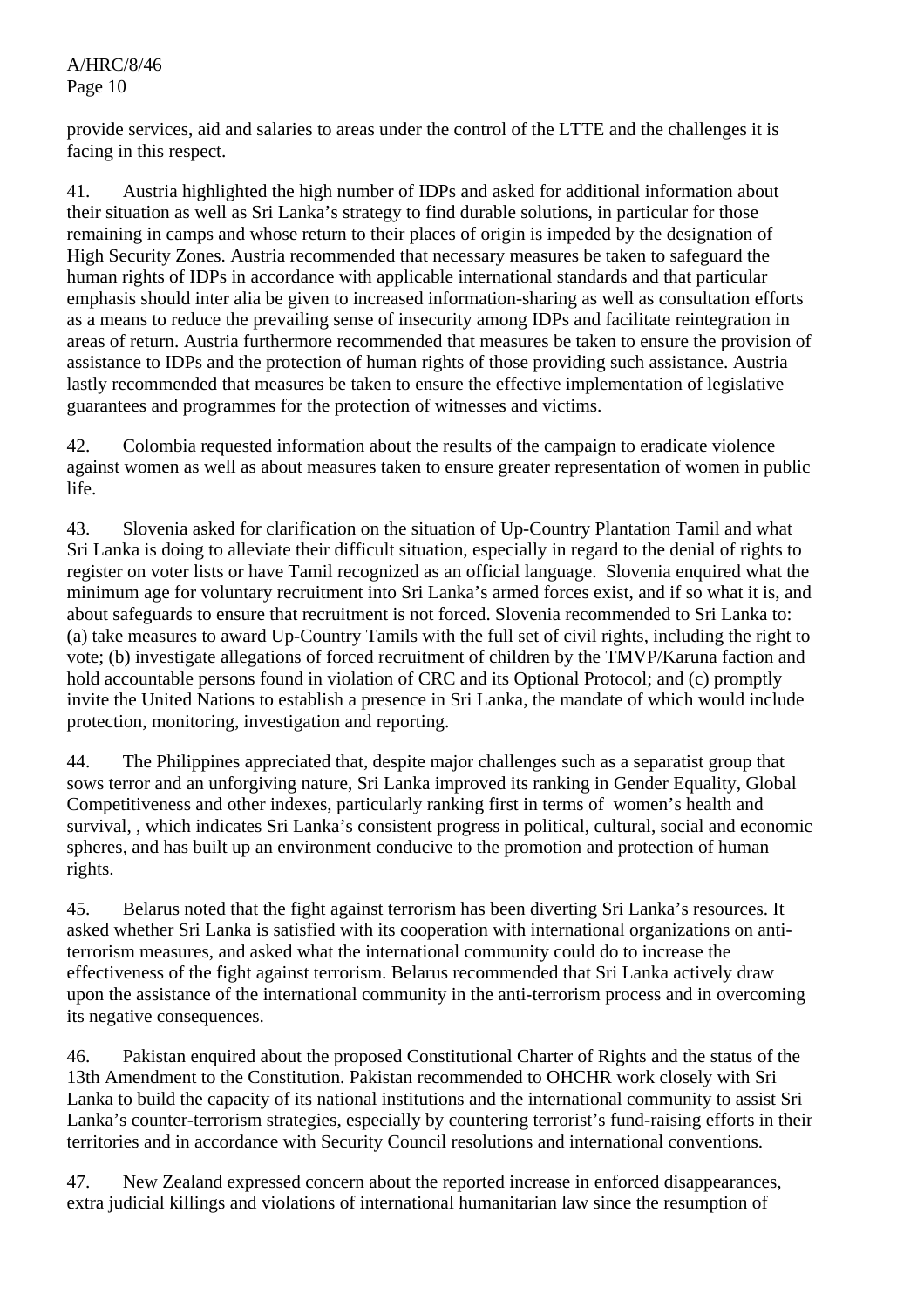provide services, aid and salaries to areas under the control of the LTTE and the challenges it is facing in this respect.

41. Austria highlighted the high number of IDPs and asked for additional information about their situation as well as Sri Lanka's strategy to find durable solutions, in particular for those remaining in camps and whose return to their places of origin is impeded by the designation of High Security Zones. Austria recommended that necessary measures be taken to safeguard the human rights of IDPs in accordance with applicable international standards and that particular emphasis should inter alia be given to increased information-sharing as well as consultation efforts as a means to reduce the prevailing sense of insecurity among IDPs and facilitate reintegration in areas of return. Austria furthermore recommended that measures be taken to ensure the provision of assistance to IDPs and the protection of human rights of those providing such assistance. Austria lastly recommended that measures be taken to ensure the effective implementation of legislative guarantees and programmes for the protection of witnesses and victims.

42. Colombia requested information about the results of the campaign to eradicate violence against women as well as about measures taken to ensure greater representation of women in public life.

43. Slovenia asked for clarification on the situation of Up-Country Plantation Tamil and what Sri Lanka is doing to alleviate their difficult situation, especially in regard to the denial of rights to register on voter lists or have Tamil recognized as an official language. Slovenia enquired what the minimum age for voluntary recruitment into Sri Lanka's armed forces exist, and if so what it is, and about safeguards to ensure that recruitment is not forced. Slovenia recommended to Sri Lanka to: (a) take measures to award Up-Country Tamils with the full set of civil rights, including the right to vote; (b) investigate allegations of forced recruitment of children by the TMVP/Karuna faction and hold accountable persons found in violation of CRC and its Optional Protocol; and (c) promptly invite the United Nations to establish a presence in Sri Lanka, the mandate of which would include protection, monitoring, investigation and reporting.

44. The Philippines appreciated that, despite major challenges such as a separatist group that sows terror and an unforgiving nature, Sri Lanka improved its ranking in Gender Equality, Global Competitiveness and other indexes, particularly ranking first in terms of women's health and survival, , which indicates Sri Lanka's consistent progress in political, cultural, social and economic spheres, and has built up an environment conducive to the promotion and protection of human rights.

45. Belarus noted that the fight against terrorism has been diverting Sri Lanka's resources. It asked whether Sri Lanka is satisfied with its cooperation with international organizations on anti-terrorism measures, and asked what the international community could do to increase the effectiveness of the fight against terrorism. Belarus recommended that Sri Lanka actively draw upon the assistance of the international community in the anti-terrorism process and in overcoming its negative consequences.

46. Pakistan enquired about the proposed Constitutional Charter of Rights and the status of the 13th Amendment to the Constitution. Pakistan recommended to OHCHR work closely with Sri Lanka to build the capacity of its national institutions and the international community to assist Sri Lanka's counter-terrorism strategies, especially by countering terrorist's fund-raising efforts in their territories and in accordance with Security Council resolutions and international conventions.

47. New Zealand expressed concern about the reported increase in enforced disappearances, extra judicial killings and violations of international humanitarian law since the resumption of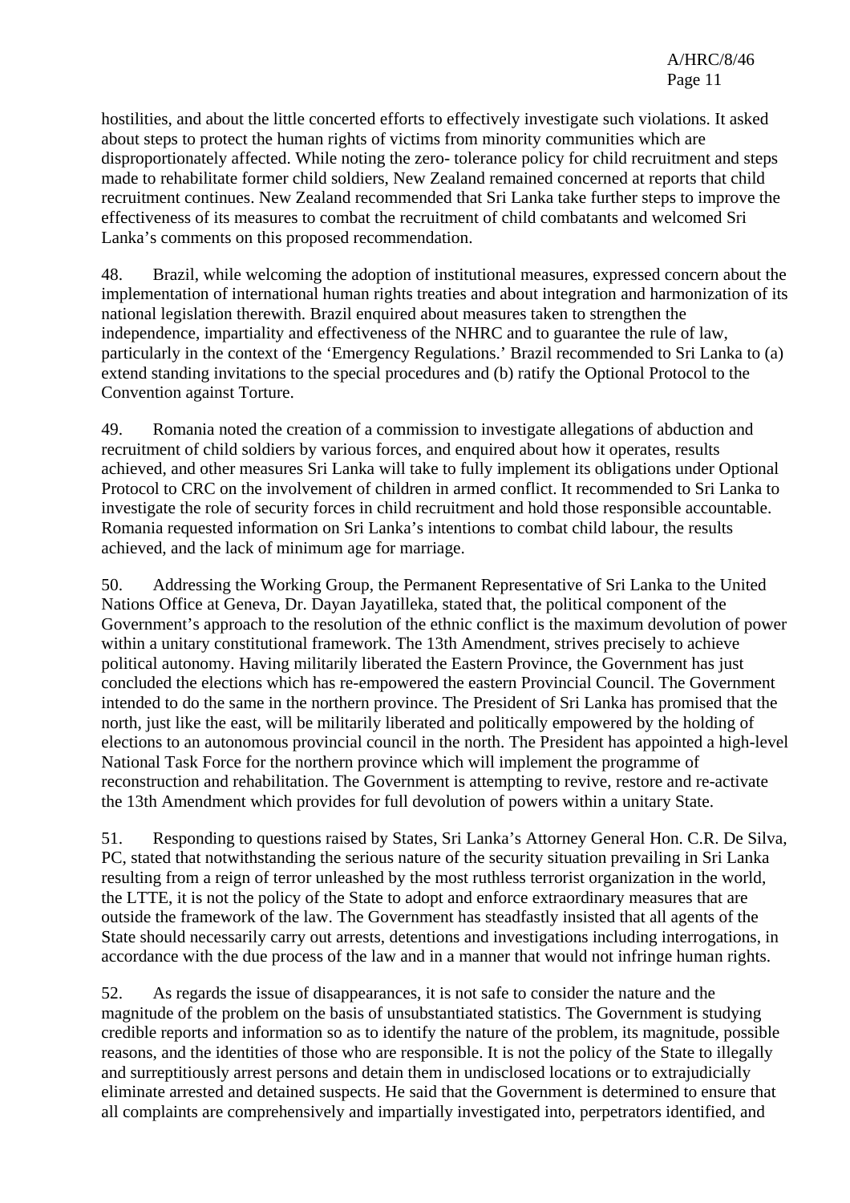hostilities, and about the little concerted efforts to effectively investigate such violations. It asked about steps to protect the human rights of victims from minority communities which are disproportionately affected. While noting the zero- tolerance policy for child recruitment and steps made to rehabilitate former child soldiers, New Zealand remained concerned at reports that child recruitment continues. New Zealand recommended that Sri Lanka take further steps to improve the effectiveness of its measures to combat the recruitment of child combatants and welcomed Sri Lanka's comments on this proposed recommendation.

48. Brazil, while welcoming the adoption of institutional measures, expressed concern about the implementation of international human rights treaties and about integration and harmonization of its national legislation therewith. Brazil enquired about measures taken to strengthen the independence, impartiality and effectiveness of the NHRC and to guarantee the rule of law, particularly in the context of the 'Emergency Regulations.' Brazil recommended to Sri Lanka to (a) extend standing invitations to the special procedures and (b) ratify the Optional Protocol to the Convention against Torture.

49. Romania noted the creation of a commission to investigate allegations of abduction and recruitment of child soldiers by various forces, and enquired about how it operates, results achieved, and other measures Sri Lanka will take to fully implement its obligations under Optional Protocol to CRC on the involvement of children in armed conflict. It recommended to Sri Lanka to investigate the role of security forces in child recruitment and hold those responsible accountable. Romania requested information on Sri Lanka's intentions to combat child labour, the results achieved, and the lack of minimum age for marriage.

50. Addressing the Working Group, the Permanent Representative of Sri Lanka to the United Nations Office at Geneva, Dr. Dayan Jayatilleka, stated that, the political component of the Government's approach to the resolution of the ethnic conflict is the maximum devolution of power within a unitary constitutional framework. The 13th Amendment, strives precisely to achieve political autonomy. Having militarily liberated the Eastern Province, the Government has just concluded the elections which has re-empowered the eastern Provincial Council. The Government intended to do the same in the northern province. The President of Sri Lanka has promised that the north, just like the east, will be militarily liberated and politically empowered by the holding of elections to an autonomous provincial council in the north. The President has appointed a high-level National Task Force for the northern province which will implement the programme of reconstruction and rehabilitation. The Government is attempting to revive, restore and re-activate the 13th Amendment which provides for full devolution of powers within a unitary State.

51. Responding to questions raised by States, Sri Lanka's Attorney General Hon. C.R. De Silva, PC, stated that notwithstanding the serious nature of the security situation prevailing in Sri Lanka resulting from a reign of terror unleashed by the most ruthless terrorist organization in the world, the LTTE, it is not the policy of the State to adopt and enforce extraordinary measures that are outside the framework of the law. The Government has steadfastly insisted that all agents of the State should necessarily carry out arrests, detentions and investigations including interrogations, in accordance with the due process of the law and in a manner that would not infringe human rights.

52. As regards the issue of disappearances, it is not safe to consider the nature and the magnitude of the problem on the basis of unsubstantiated statistics. The Government is studying credible reports and information so as to identify the nature of the problem, its magnitude, possible reasons, and the identities of those who are responsible. It is not the policy of the State to illegally and surreptitiously arrest persons and detain them in undisclosed locations or to extrajudicially eliminate arrested and detained suspects. He said that the Government is determined to ensure that all complaints are comprehensively and impartially investigated into, perpetrators identified, and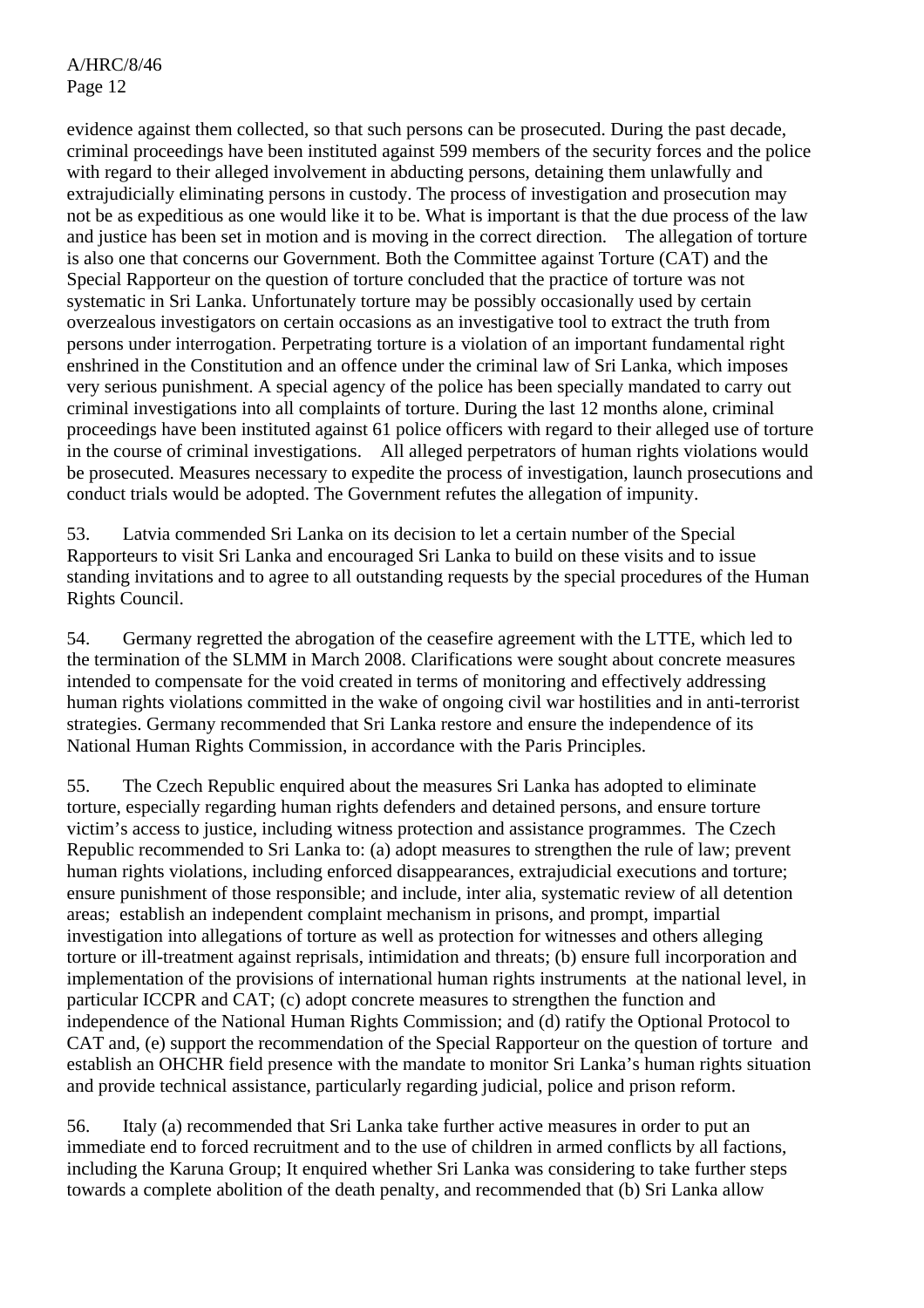evidence against them collected, so that such persons can be prosecuted. During the past decade, criminal proceedings have been instituted against 599 members of the security forces and the police with regard to their alleged involvement in abducting persons, detaining them unlawfully and extrajudicially eliminating persons in custody. The process of investigation and prosecution may not be as expeditious as one would like it to be. What is important is that the due process of the law and justice has been set in motion and is moving in the correct direction. The allegation of torture is also one that concerns our Government. Both the Committee against Torture (CAT) and the Special Rapporteur on the question of torture concluded that the practice of torture was not systematic in Sri Lanka. Unfortunately torture may be possibly occasionally used by certain overzealous investigators on certain occasions as an investigative tool to extract the truth from persons under interrogation. Perpetrating torture is a violation of an important fundamental right enshrined in the Constitution and an offence under the criminal law of Sri Lanka, which imposes very serious punishment. A special agency of the police has been specially mandated to carry out criminal investigations into all complaints of torture. During the last 12 months alone, criminal proceedings have been instituted against 61 police officers with regard to their alleged use of torture in the course of criminal investigations. All alleged perpetrators of human rights violations would be prosecuted. Measures necessary to expedite the process of investigation, launch prosecutions and conduct trials would be adopted. The Government refutes the allegation of impunity.

53. Latvia commended Sri Lanka on its decision to let a certain number of the Special Rapporteurs to visit Sri Lanka and encouraged Sri Lanka to build on these visits and to issue standing invitations and to agree to all outstanding requests by the special procedures of the Human Rights Council.

54. Germany regretted the abrogation of the ceasefire agreement with the LTTE, which led to the termination of the SLMM in March 2008. Clarifications were sought about concrete measures intended to compensate for the void created in terms of monitoring and effectively addressing human rights violations committed in the wake of ongoing civil war hostilities and in anti-terrorist strategies. Germany recommended that Sri Lanka restore and ensure the independence of its National Human Rights Commission, in accordance with the Paris Principles.

55. The Czech Republic enquired about the measures Sri Lanka has adopted to eliminate torture, especially regarding human rights defenders and detained persons, and ensure torture victim's access to justice, including witness protection and assistance programmes. The Czech Republic recommended to Sri Lanka to: (a) adopt measures to strengthen the rule of law; prevent human rights violations, including enforced disappearances, extrajudicial executions and torture; ensure punishment of those responsible; and include, inter alia, systematic review of all detention areas; establish an independent complaint mechanism in prisons, and prompt, impartial investigation into allegations of torture as well as protection for witnesses and others alleging torture or ill-treatment against reprisals, intimidation and threats; (b) ensure full incorporation and implementation of the provisions of international human rights instruments at the national level, in particular ICCPR and CAT; (c) adopt concrete measures to strengthen the function and independence of the National Human Rights Commission; and (d) ratify the Optional Protocol to CAT and, (e) support the recommendation of the Special Rapporteur on the question of torture and establish an OHCHR field presence with the mandate to monitor Sri Lanka's human rights situation and provide technical assistance, particularly regarding judicial, police and prison reform.

56. Italy (a) recommended that Sri Lanka take further active measures in order to put an immediate end to forced recruitment and to the use of children in armed conflicts by all factions, including the Karuna Group; It enquired whether Sri Lanka was considering to take further steps towards a complete abolition of the death penalty, and recommended that (b) Sri Lanka allow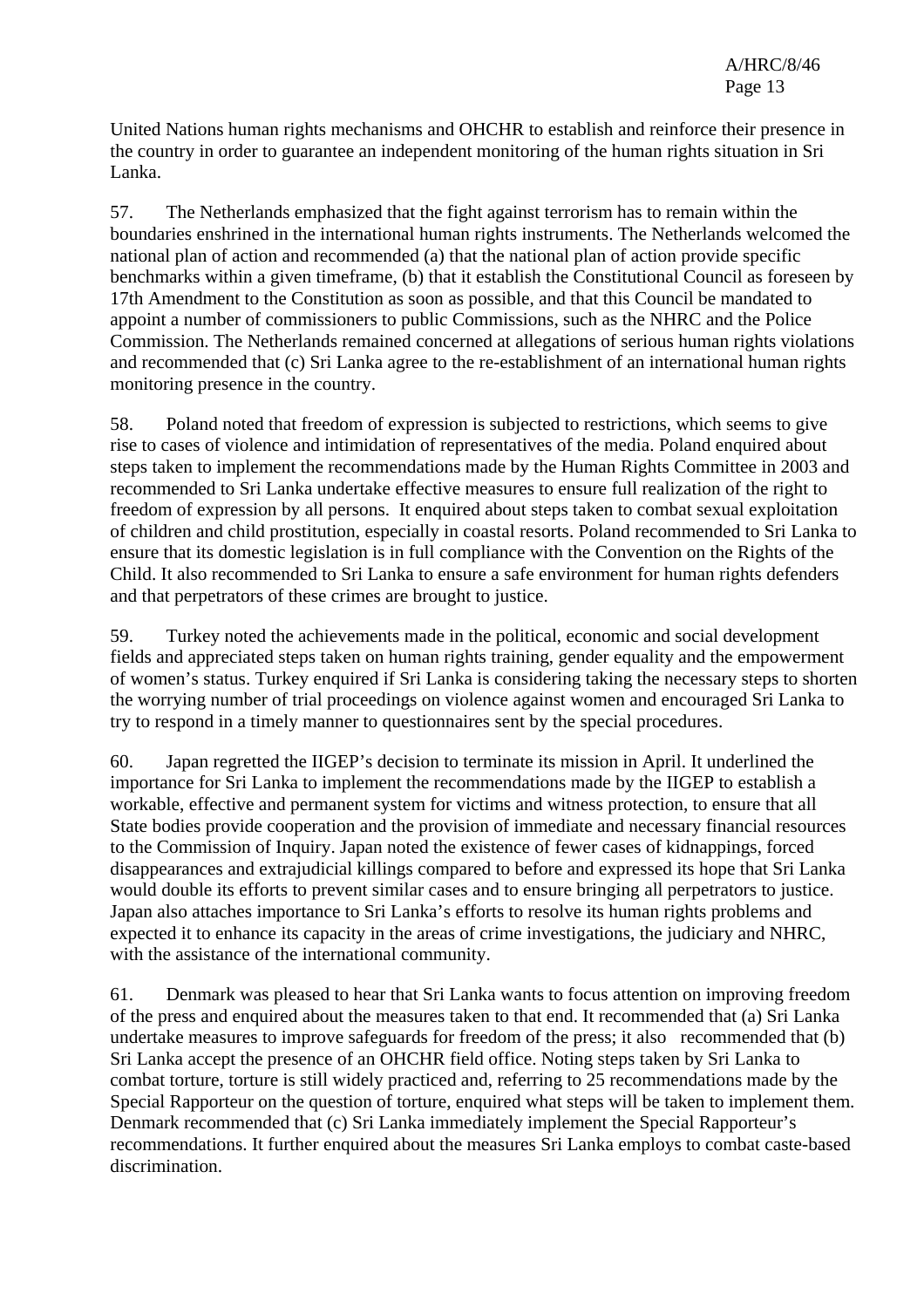United Nations human rights mechanisms and OHCHR to establish and reinforce their presence in the country in order to guarantee an independent monitoring of the human rights situation in Sri Lanka.

57. The Netherlands emphasized that the fight against terrorism has to remain within the boundaries enshrined in the international human rights instruments. The Netherlands welcomed the national plan of action and recommended (a) that the national plan of action provide specific benchmarks within a given timeframe, (b) that it establish the Constitutional Council as foreseen by 17th Amendment to the Constitution as soon as possible, and that this Council be mandated to appoint a number of commissioners to public Commissions, such as the NHRC and the Police Commission. The Netherlands remained concerned at allegations of serious human rights violations and recommended that (c) Sri Lanka agree to the re-establishment of an international human rights monitoring presence in the country.

58. Poland noted that freedom of expression is subjected to restrictions, which seems to give rise to cases of violence and intimidation of representatives of the media. Poland enquired about steps taken to implement the recommendations made by the Human Rights Committee in 2003 and recommended to Sri Lanka undertake effective measures to ensure full realization of the right to freedom of expression by all persons. It enquired about steps taken to combat sexual exploitation of children and child prostitution, especially in coastal resorts. Poland recommended to Sri Lanka to ensure that its domestic legislation is in full compliance with the Convention on the Rights of the Child. It also recommended to Sri Lanka to ensure a safe environment for human rights defenders and that perpetrators of these crimes are brought to justice.

59. Turkey noted the achievements made in the political, economic and social development fields and appreciated steps taken on human rights training, gender equality and the empowerment of women's status. Turkey enquired if Sri Lanka is considering taking the necessary steps to shorten the worrying number of trial proceedings on violence against women and encouraged Sri Lanka to try to respond in a timely manner to questionnaires sent by the special procedures.

60. Japan regretted the IIGEP's decision to terminate its mission in April. It underlined the importance for Sri Lanka to implement the recommendations made by the IIGEP to establish a workable, effective and permanent system for victims and witness protection, to ensure that all State bodies provide cooperation and the provision of immediate and necessary financial resources to the Commission of Inquiry. Japan noted the existence of fewer cases of kidnappings, forced disappearances and extrajudicial killings compared to before and expressed its hope that Sri Lanka would double its efforts to prevent similar cases and to ensure bringing all perpetrators to justice. Japan also attaches importance to Sri Lanka's efforts to resolve its human rights problems and expected it to enhance its capacity in the areas of crime investigations, the judiciary and NHRC, with the assistance of the international community.

61. Denmark was pleased to hear that Sri Lanka wants to focus attention on improving freedom of the press and enquired about the measures taken to that end. It recommended that (a) Sri Lanka undertake measures to improve safeguards for freedom of the press; it also recommended that (b) Sri Lanka accept the presence of an OHCHR field office. Noting steps taken by Sri Lanka to combat torture, torture is still widely practiced and, referring to 25 recommendations made by the Special Rapporteur on the question of torture, enquired what steps will be taken to implement them. Denmark recommended that (c) Sri Lanka immediately implement the Special Rapporteur's recommendations. It further enquired about the measures Sri Lanka employs to combat caste-based discrimination.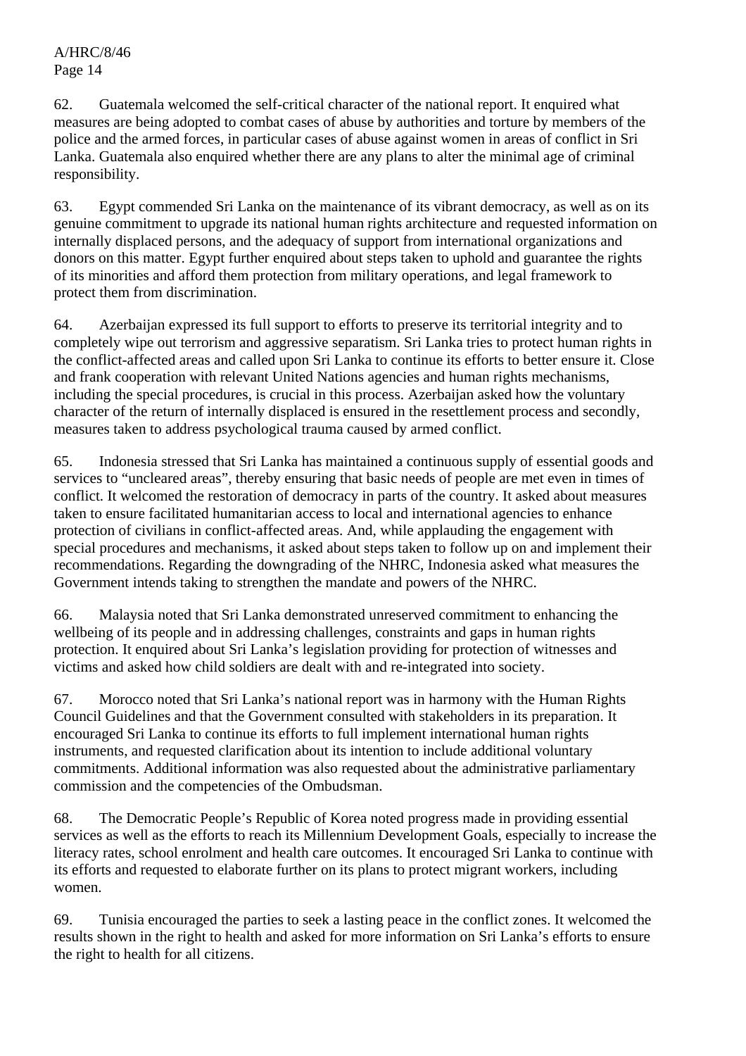62. Guatemala welcomed the self-critical character of the national report. It enquired what measures are being adopted to combat cases of abuse by authorities and torture by members of the police and the armed forces, in particular cases of abuse against women in areas of conflict in Sri Lanka. Guatemala also enquired whether there are any plans to alter the minimal age of criminal responsibility.

63. Egypt commended Sri Lanka on the maintenance of its vibrant democracy, as well as on its genuine commitment to upgrade its national human rights architecture and requested information on internally displaced persons, and the adequacy of support from international organizations and donors on this matter. Egypt further enquired about steps taken to uphold and guarantee the rights of its minorities and afford them protection from military operations, and legal framework to protect them from discrimination.

64. Azerbaijan expressed its full support to efforts to preserve its territorial integrity and to completely wipe out terrorism and aggressive separatism. Sri Lanka tries to protect human rights in the conflict-affected areas and called upon Sri Lanka to continue its efforts to better ensure it. Close and frank cooperation with relevant United Nations agencies and human rights mechanisms, including the special procedures, is crucial in this process. Azerbaijan asked how the voluntary character of the return of internally displaced is ensured in the resettlement process and secondly, measures taken to address psychological trauma caused by armed conflict.

65. Indonesia stressed that Sri Lanka has maintained a continuous supply of essential goods and services to "uncleared areas", thereby ensuring that basic needs of people are met even in times of conflict. It welcomed the restoration of democracy in parts of the country. It asked about measures taken to ensure facilitated humanitarian access to local and international agencies to enhance protection of civilians in conflict-affected areas. And, while applauding the engagement with special procedures and mechanisms, it asked about steps taken to follow up on and implement their recommendations. Regarding the downgrading of the NHRC, Indonesia asked what measures the Government intends taking to strengthen the mandate and powers of the NHRC.

66. Malaysia noted that Sri Lanka demonstrated unreserved commitment to enhancing the wellbeing of its people and in addressing challenges, constraints and gaps in human rights protection. It enquired about Sri Lanka's legislation providing for protection of witnesses and victims and asked how child soldiers are dealt with and re-integrated into society.

67. Morocco noted that Sri Lanka's national report was in harmony with the Human Rights Council Guidelines and that the Government consulted with stakeholders in its preparation. It encouraged Sri Lanka to continue its efforts to full implement international human rights instruments, and requested clarification about its intention to include additional voluntary commitments. Additional information was also requested about the administrative parliamentary commission and the competencies of the Ombudsman.

68. The Democratic People's Republic of Korea noted progress made in providing essential services as well as the efforts to reach its Millennium Development Goals, especially to increase the literacy rates, school enrolment and health care outcomes. It encouraged Sri Lanka to continue with its efforts and requested to elaborate further on its plans to protect migrant workers, including women.

69. Tunisia encouraged the parties to seek a lasting peace in the conflict zones. It welcomed the results shown in the right to health and asked for more information on Sri Lanka's efforts to ensure the right to health for all citizens.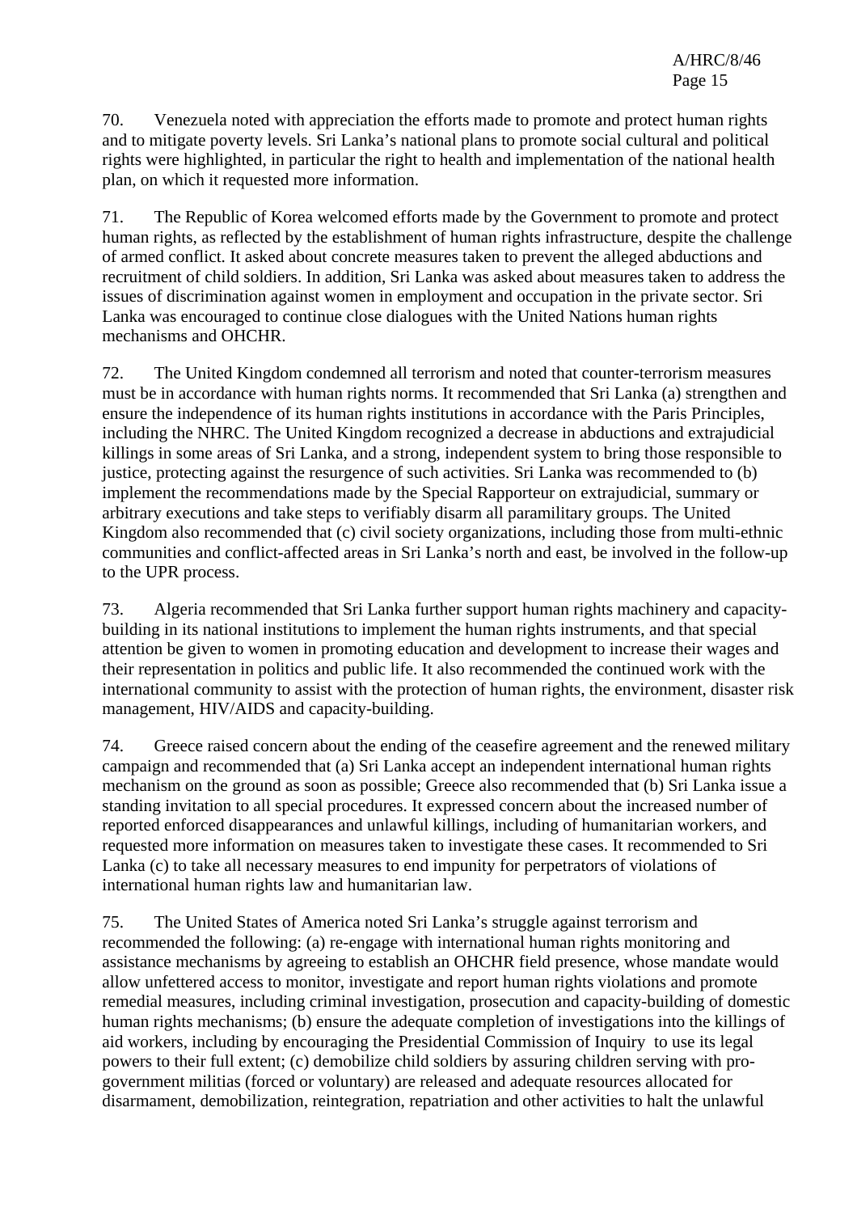70. Venezuela noted with appreciation the efforts made to promote and protect human rights and to mitigate poverty levels. Sri Lanka's national plans to promote social cultural and political rights were highlighted, in particular the right to health and implementation of the national health plan, on which it requested more information.

71. The Republic of Korea welcomed efforts made by the Government to promote and protect human rights, as reflected by the establishment of human rights infrastructure, despite the challenge of armed conflict. It asked about concrete measures taken to prevent the alleged abductions and recruitment of child soldiers. In addition, Sri Lanka was asked about measures taken to address the issues of discrimination against women in employment and occupation in the private sector. Sri Lanka was encouraged to continue close dialogues with the United Nations human rights mechanisms and OHCHR.

72. The United Kingdom condemned all terrorism and noted that counter-terrorism measures must be in accordance with human rights norms. It recommended that Sri Lanka (a) strengthen and ensure the independence of its human rights institutions in accordance with the Paris Principles, including the NHRC. The United Kingdom recognized a decrease in abductions and extrajudicial killings in some areas of Sri Lanka, and a strong, independent system to bring those responsible to justice, protecting against the resurgence of such activities. Sri Lanka was recommended to (b) implement the recommendations made by the Special Rapporteur on extrajudicial, summary or arbitrary executions and take steps to verifiably disarm all paramilitary groups. The United Kingdom also recommended that (c) civil society organizations, including those from multi-ethnic communities and conflict-affected areas in Sri Lanka's north and east, be involved in the follow-up to the UPR process.

73. Algeria recommended that Sri Lanka further support human rights machinery and capacity-building in its national institutions to implement the human rights instruments, and that special attention be given to women in promoting education and development to increase their wages and their representation in politics and public life. It also recommended the continued work with the international community to assist with the protection of human rights, the environment, disaster risk management, HIV/AIDS and capacity-building.

74. Greece raised concern about the ending of the ceasefire agreement and the renewed military campaign and recommended that (a) Sri Lanka accept an independent international human rights mechanism on the ground as soon as possible; Greece also recommended that (b) Sri Lanka issue a standing invitation to all special procedures. It expressed concern about the increased number of reported enforced disappearances and unlawful killings, including of humanitarian workers, and requested more information on measures taken to investigate these cases. It recommended to Sri Lanka (c) to take all necessary measures to end impunity for perpetrators of violations of international human rights law and humanitarian law.

75. The United States of America noted Sri Lanka's struggle against terrorism and recommended the following: (a) re-engage with international human rights monitoring and assistance mechanisms by agreeing to establish an OHCHR field presence, whose mandate would allow unfettered access to monitor, investigate and report human rights violations and promote remedial measures, including criminal investigation, prosecution and capacity-building of domestic human rights mechanisms; (b) ensure the adequate completion of investigations into the killings of aid workers, including by encouraging the Presidential Commission of Inquiry to use its legal powers to their full extent; (c) demobilize child soldiers by assuring children serving with pro-government militias (forced or voluntary) are released and adequate resources allocated for disarmament, demobilization, reintegration, repatriation and other activities to halt the unlawful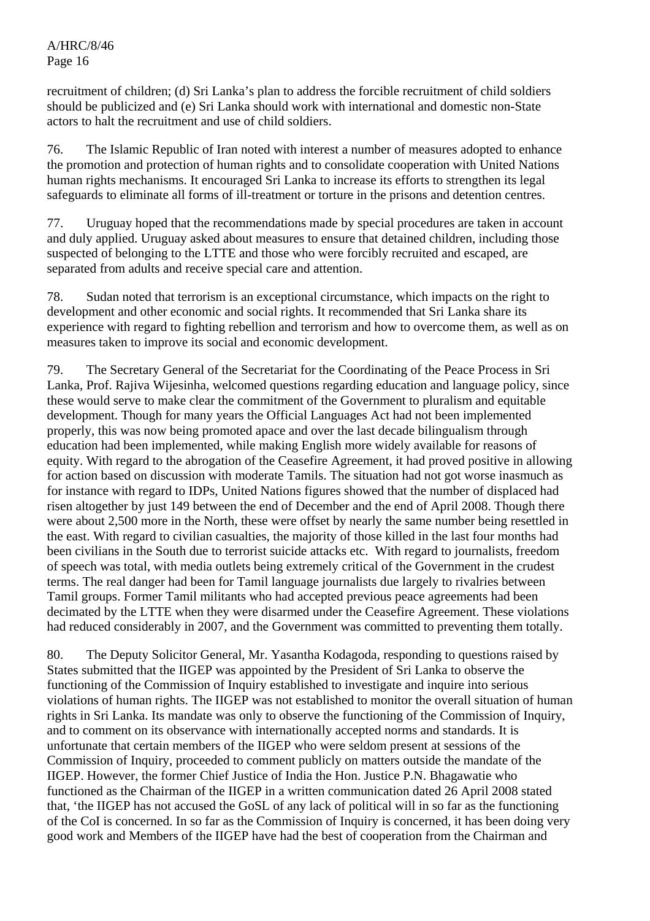recruitment of children; (d) Sri Lanka's plan to address the forcible recruitment of child soldiers should be publicized and (e) Sri Lanka should work with international and domestic non-State actors to halt the recruitment and use of child soldiers.

76. The Islamic Republic of Iran noted with interest a number of measures adopted to enhance the promotion and protection of human rights and to consolidate cooperation with United Nations human rights mechanisms. It encouraged Sri Lanka to increase its efforts to strengthen its legal safeguards to eliminate all forms of ill-treatment or torture in the prisons and detention centres.

77. Uruguay hoped that the recommendations made by special procedures are taken in account and duly applied. Uruguay asked about measures to ensure that detained children, including those suspected of belonging to the LTTE and those who were forcibly recruited and escaped, are separated from adults and receive special care and attention.

78. Sudan noted that terrorism is an exceptional circumstance, which impacts on the right to development and other economic and social rights. It recommended that Sri Lanka share its experience with regard to fighting rebellion and terrorism and how to overcome them, as well as on measures taken to improve its social and economic development.

79. The Secretary General of the Secretariat for the Coordinating of the Peace Process in Sri Lanka, Prof. Rajiva Wijesinha, welcomed questions regarding education and language policy, since these would serve to make clear the commitment of the Government to pluralism and equitable development. Though for many years the Official Languages Act had not been implemented properly, this was now being promoted apace and over the last decade bilingualism through education had been implemented, while making English more widely available for reasons of equity. With regard to the abrogation of the Ceasefire Agreement, it had proved positive in allowing for action based on discussion with moderate Tamils. The situation had not got worse inasmuch as for instance with regard to IDPs, United Nations figures showed that the number of displaced had risen altogether by just 149 between the end of December and the end of April 2008. Though there were about 2,500 more in the North, these were offset by nearly the same number being resettled in the east. With regard to civilian casualties, the majority of those killed in the last four months had been civilians in the South due to terrorist suicide attacks etc. With regard to journalists, freedom of speech was total, with media outlets being extremely critical of the Government in the crudest terms. The real danger had been for Tamil language journalists due largely to rivalries between Tamil groups. Former Tamil militants who had accepted previous peace agreements had been decimated by the LTTE when they were disarmed under the Ceasefire Agreement. These violations had reduced considerably in 2007, and the Government was committed to preventing them totally.

80. The Deputy Solicitor General, Mr. Yasantha Kodagoda, responding to questions raised by States submitted that the IIGEP was appointed by the President of Sri Lanka to observe the functioning of the Commission of Inquiry established to investigate and inquire into serious violations of human rights. The IIGEP was not established to monitor the overall situation of human rights in Sri Lanka. Its mandate was only to observe the functioning of the Commission of Inquiry, and to comment on its observance with internationally accepted norms and standards. It is unfortunate that certain members of the IIGEP who were seldom present at sessions of the Commission of Inquiry, proceeded to comment publicly on matters outside the mandate of the IIGEP. However, the former Chief Justice of India the Hon. Justice P.N. Bhagawatie who functioned as the Chairman of the IIGEP in a written communication dated 26 April 2008 stated that, 'the IIGEP has not accused the GoSL of any lack of political will in so far as the functioning of the CoI is concerned. In so far as the Commission of Inquiry is concerned, it has been doing very good work and Members of the IIGEP have had the best of cooperation from the Chairman and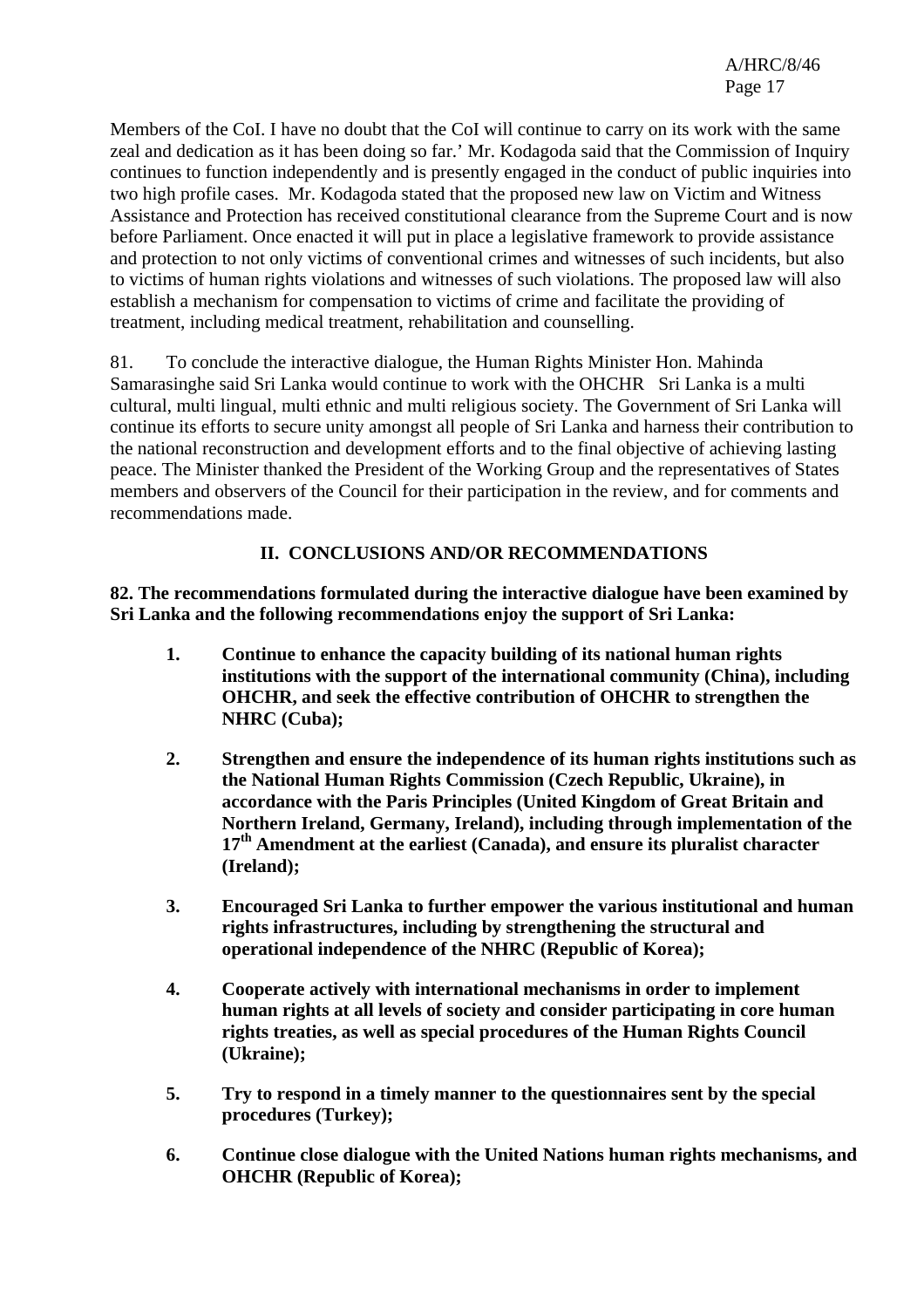Members of the CoI. I have no doubt that the CoI will continue to carry on its work with the same zeal and dedication as it has been doing so far.' Mr. Kodagoda said that the Commission of Inquiry continues to function independently and is presently engaged in the conduct of public inquiries into two high profile cases. Mr. Kodagoda stated that the proposed new law on Victim and Witness Assistance and Protection has received constitutional clearance from the Supreme Court and is now before Parliament. Once enacted it will put in place a legislative framework to provide assistance and protection to not only victims of conventional crimes and witnesses of such incidents, but also to victims of human rights violations and witnesses of such violations. The proposed law will also establish a mechanism for compensation to victims of crime and facilitate the providing of treatment, including medical treatment, rehabilitation and counselling.

81. To conclude the interactive dialogue, the Human Rights Minister Hon. Mahinda Samarasinghe said Sri Lanka would continue to work with the OHCHR Sri Lanka is a multi cultural, multi lingual, multi ethnic and multi religious society. The Government of Sri Lanka will continue its efforts to secure unity amongst all people of Sri Lanka and harness their contribution to the national reconstruction and development efforts and to the final objective of achieving lasting peace. The Minister thanked the President of the Working Group and the representatives of States members and observers of the Council for their participation in the review, and for comments and recommendations made.

## II. CONCLUSIONS AND/OR RECOMMENDATIONS

**82. The recommendations formulated during the interactive dialogue have been examined by Sri Lanka and the following recommendations enjoy the support of Sri Lanka:**

1. **Continue to enhance the capacity building of its national human rights institutions with the support of the international community (China), including OHCHR, and seek the effective contribution of OHCHR to strengthen the NHRC (Cuba);**

2. **Strengthen and ensure the independence of its human rights institutions such as the National Human Rights Commission (Czech Republic, Ukraine), in accordance with the Paris Principles (United Kingdom of Great Britain and Northern Ireland, Germany, Ireland), including through implementation of the 17th Amendment at the earliest (Canada), and ensure its pluralist character (Ireland);**

3. **Encouraged Sri Lanka to further empower the various institutional and human rights infrastructures, including by strengthening the structural and operational independence of the NHRC (Republic of Korea);**

4. **Cooperate actively with international mechanisms in order to implement human rights at all levels of society and consider participating in core human rights treaties, as well as special procedures of the Human Rights Council (Ukraine);**

5. **Try to respond in a timely manner to the questionnaires sent by the special procedures (Turkey);**

6. **Continue close dialogue with the United Nations human rights mechanisms, and OHCHR (Republic of Korea);**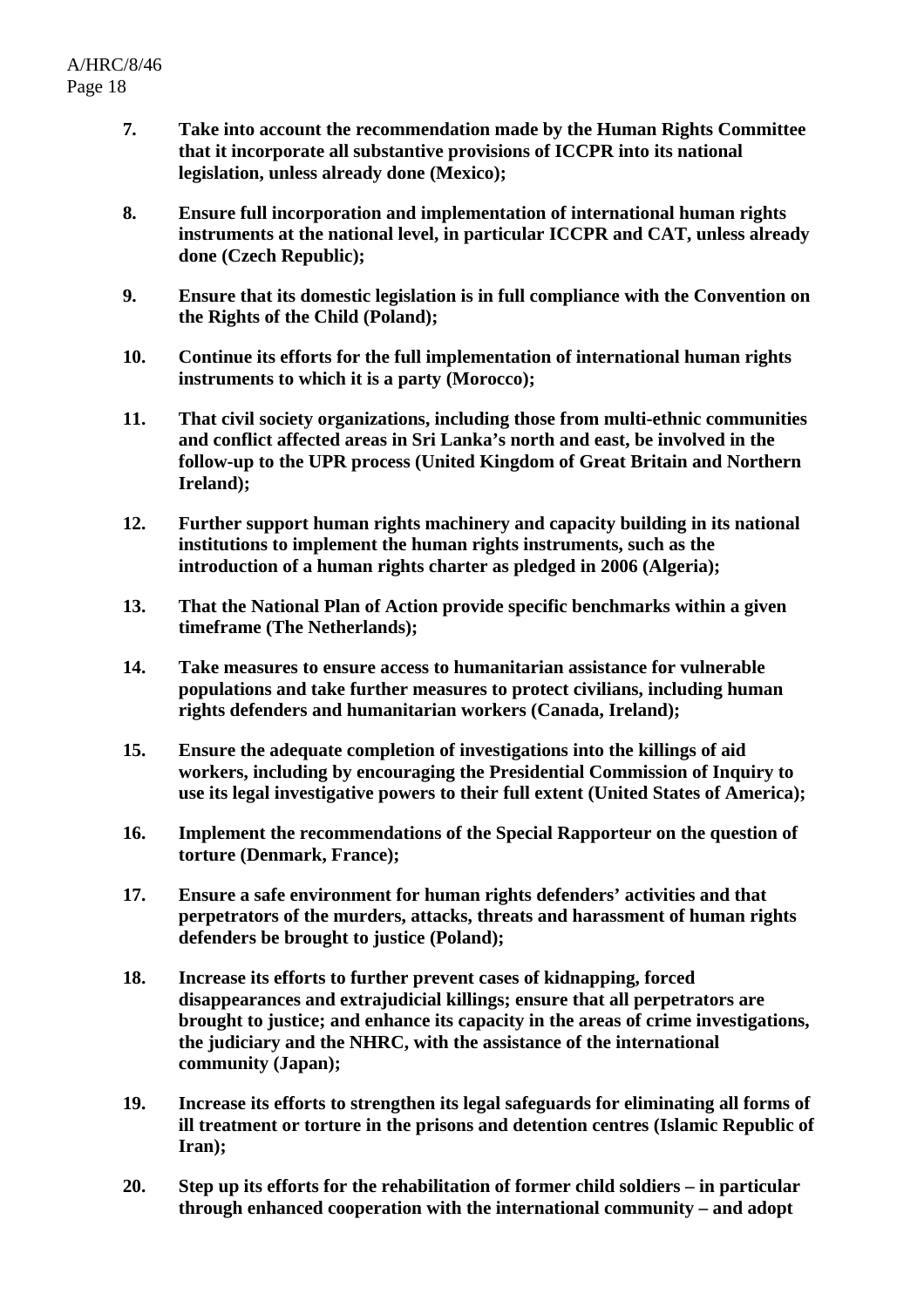**7. Take into account the recommendation made by the Human Rights Committee that it incorporate all substantive provisions of ICCPR into its national legislation, unless already done (Mexico);**

**8. Ensure full incorporation and implementation of international human rights instruments at the national level, in particular ICCPR and CAT, unless already done (Czech Republic);**

**9. Ensure that its domestic legislation is in full compliance with the Convention on the Rights of the Child (Poland);**

**10. Continue its efforts for the full implementation of international human rights instruments to which it is a party (Morocco);**

**11. That civil society organizations, including those from multi-ethnic communities and conflict affected areas in Sri Lanka's north and east, be involved in the follow-up to the UPR process (United Kingdom of Great Britain and Northern Ireland);**

**12. Further support human rights machinery and capacity building in its national institutions to implement the human rights instruments, such as the introduction of a human rights charter as pledged in 2006 (Algeria);**

**13. That the National Plan of Action provide specific benchmarks within a given timeframe (The Netherlands);**

**14. Take measures to ensure access to humanitarian assistance for vulnerable populations and take further measures to protect civilians, including human rights defenders and humanitarian workers (Canada, Ireland);**

**15. Ensure the adequate completion of investigations into the killings of aid workers, including by encouraging the Presidential Commission of Inquiry to use its legal investigative powers to their full extent (United States of America);**

**16. Implement the recommendations of the Special Rapporteur on the question of torture (Denmark, France);**

**17. Ensure a safe environment for human rights defenders' activities and that perpetrators of the murders, attacks, threats and harassment of human rights defenders be brought to justice (Poland);**

**18. Increase its efforts to further prevent cases of kidnapping, forced disappearances and extrajudicial killings; ensure that all perpetrators are brought to justice; and enhance its capacity in the areas of crime investigations, the judiciary and the NHRC, with the assistance of the international community (Japan);**

**19. Increase its efforts to strengthen its legal safeguards for eliminating all forms of ill treatment or torture in the prisons and detention centres (Islamic Republic of Iran);**

**20. Step up its efforts for the rehabilitation of former child soldiers – in particular through enhanced cooperation with the international community – and adopt**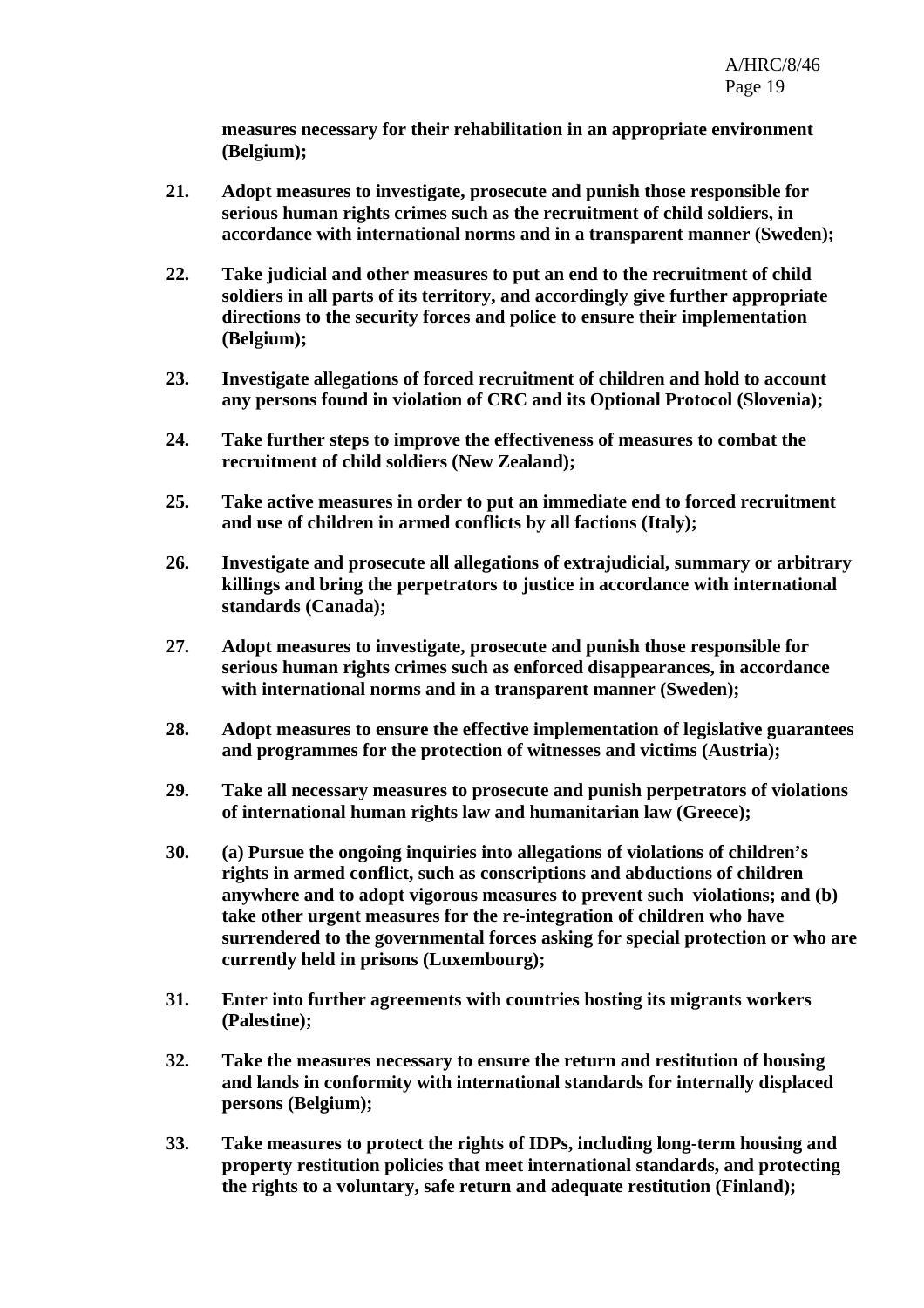**measures necessary for their rehabilitation in an appropriate environment (Belgium);**

**21. Adopt measures to investigate, prosecute and punish those responsible for serious human rights crimes such as the recruitment of child soldiers, in accordance with international norms and in a transparent manner (Sweden);**

**22. Take judicial and other measures to put an end to the recruitment of child soldiers in all parts of its territory, and accordingly give further appropriate directions to the security forces and police to ensure their implementation (Belgium);**

**23. Investigate allegations of forced recruitment of children and hold to account any persons found in violation of CRC and its Optional Protocol (Slovenia);**

**24. Take further steps to improve the effectiveness of measures to combat the recruitment of child soldiers (New Zealand);**

**25. Take active measures in order to put an immediate end to forced recruitment and use of children in armed conflicts by all factions (Italy);**

**26. Investigate and prosecute all allegations of extrajudicial, summary or arbitrary killings and bring the perpetrators to justice in accordance with international standards (Canada);**

**27. Adopt measures to investigate, prosecute and punish those responsible for serious human rights crimes such as enforced disappearances, in accordance with international norms and in a transparent manner (Sweden);**

**28. Adopt measures to ensure the effective implementation of legislative guarantees and programmes for the protection of witnesses and victims (Austria);**

**29. Take all necessary measures to prosecute and punish perpetrators of violations of international human rights law and humanitarian law (Greece);**

**30. (a) Pursue the ongoing inquiries into allegations of violations of children's rights in armed conflict, such as conscriptions and abductions of children anywhere and to adopt vigorous measures to prevent such violations; and (b) take other urgent measures for the re-integration of children who have surrendered to the governmental forces asking for special protection or who are currently held in prisons (Luxembourg);**

**31. Enter into further agreements with countries hosting its migrants workers (Palestine);**

**32. Take the measures necessary to ensure the return and restitution of housing and lands in conformity with international standards for internally displaced persons (Belgium);**

**33. Take measures to protect the rights of IDPs, including long-term housing and property restitution policies that meet international standards, and protecting the rights to a voluntary, safe return and adequate restitution (Finland);**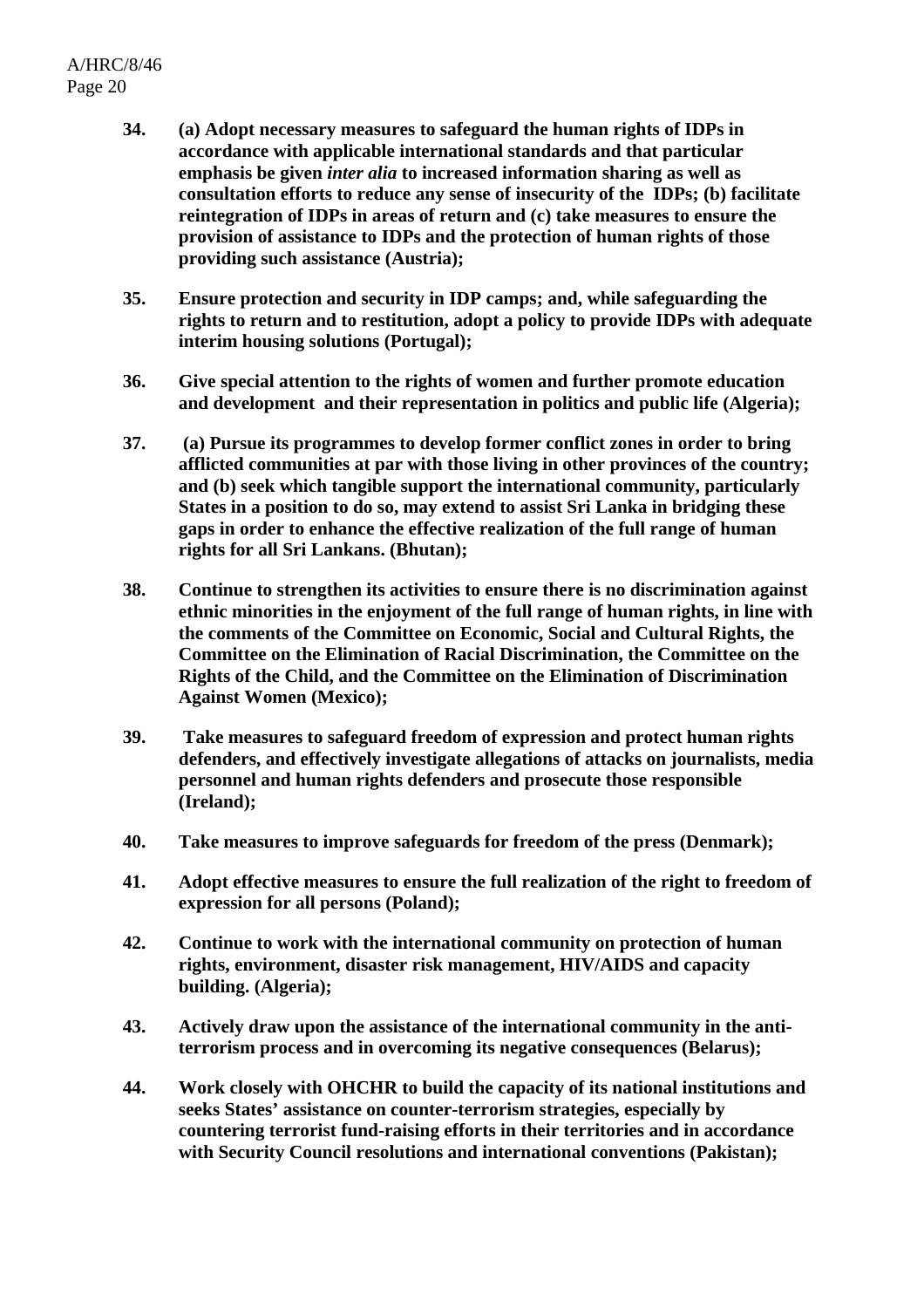**34. (a) Adopt necessary measures to safeguard the human rights of IDPs in accordance with applicable international standards and that particular emphasis be given *inter alia* to increased information sharing as well as consultation efforts to reduce any sense of insecurity of the IDPs; (b) facilitate reintegration of IDPs in areas of return and (c) take measures to ensure the provision of assistance to IDPs and the protection of human rights of those providing such assistance (Austria);**

**35. Ensure protection and security in IDP camps; and, while safeguarding the rights to return and to restitution, adopt a policy to provide IDPs with adequate interim housing solutions (Portugal);**

**36. Give special attention to the rights of women and further promote education and development and their representation in politics and public life (Algeria);**

**37. (a) Pursue its programmes to develop former conflict zones in order to bring afflicted communities at par with those living in other provinces of the country; and (b) seek which tangible support the international community, particularly States in a position to do so, may extend to assist Sri Lanka in bridging these gaps in order to enhance the effective realization of the full range of human rights for all Sri Lankans. (Bhutan);**

**38. Continue to strengthen its activities to ensure there is no discrimination against ethnic minorities in the enjoyment of the full range of human rights, in line with the comments of the Committee on Economic, Social and Cultural Rights, the Committee on the Elimination of Racial Discrimination, the Committee on the Rights of the Child, and the Committee on the Elimination of Discrimination Against Women (Mexico);**

**39. Take measures to safeguard freedom of expression and protect human rights defenders, and effectively investigate allegations of attacks on journalists, media personnel and human rights defenders and prosecute those responsible (Ireland);**

**40. Take measures to improve safeguards for freedom of the press (Denmark);**

**41. Adopt effective measures to ensure the full realization of the right to freedom of expression for all persons (Poland);**

**42. Continue to work with the international community on protection of human rights, environment, disaster risk management, HIV/AIDS and capacity building. (Algeria);**

**43. Actively draw upon the assistance of the international community in the anti-terrorism process and in overcoming its negative consequences (Belarus);**

**44. Work closely with OHCHR to build the capacity of its national institutions and seeks States' assistance on counter-terrorism strategies, especially by countering terrorist fund-raising efforts in their territories and in accordance with Security Council resolutions and international conventions (Pakistan);**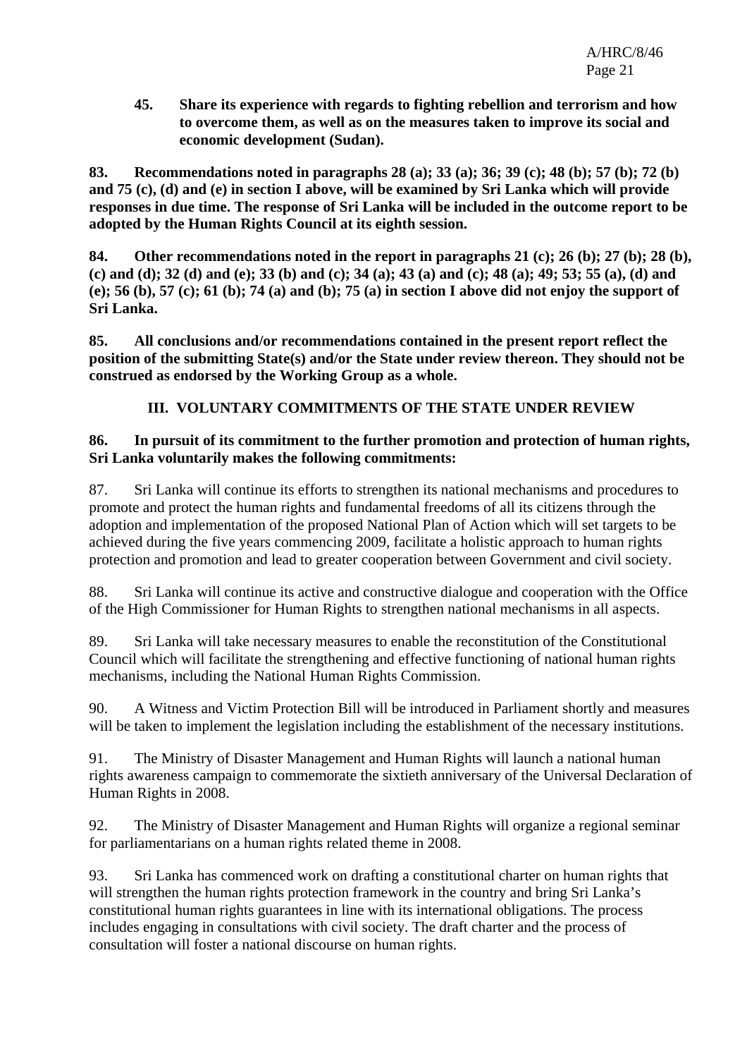**45. Share its experience with regards to fighting rebellion and terrorism and how to overcome them, as well as on the measures taken to improve its social and economic development (Sudan).**

**83. Recommendations noted in paragraphs 28 (a); 33 (a); 36; 39 (c); 48 (b); 57 (b); 72 (b) and 75 (c), (d) and (e) in section I above, will be examined by Sri Lanka which will provide responses in due time. The response of Sri Lanka will be included in the outcome report to be adopted by the Human Rights Council at its eighth session.**

**84. Other recommendations noted in the report in paragraphs 21 (c); 26 (b); 27 (b); 28 (b), (c) and (d); 32 (d) and (e); 33 (b) and (c); 34 (a); 43 (a) and (c); 48 (a); 49; 53; 55 (a), (d) and (e); 56 (b), 57 (c); 61 (b); 74 (a) and (b); 75 (a) in section I above did not enjoy the support of Sri Lanka.**

**85. All conclusions and/or recommendations contained in the present report reflect the position of the submitting State(s) and/or the State under review thereon. They should not be construed as endorsed by the Working Group as a whole.**

## III. VOLUNTARY COMMITMENTS OF THE STATE UNDER REVIEW

**86. In pursuit of its commitment to the further promotion and protection of human rights, Sri Lanka voluntarily makes the following commitments:**

87. Sri Lanka will continue its efforts to strengthen its national mechanisms and procedures to promote and protect the human rights and fundamental freedoms of all its citizens through the adoption and implementation of the proposed National Plan of Action which will set targets to be achieved during the five years commencing 2009, facilitate a holistic approach to human rights protection and promotion and lead to greater cooperation between Government and civil society.

88. Sri Lanka will continue its active and constructive dialogue and cooperation with the Office of the High Commissioner for Human Rights to strengthen national mechanisms in all aspects.

89. Sri Lanka will take necessary measures to enable the reconstitution of the Constitutional Council which will facilitate the strengthening and effective functioning of national human rights mechanisms, including the National Human Rights Commission.

90. A Witness and Victim Protection Bill will be introduced in Parliament shortly and measures will be taken to implement the legislation including the establishment of the necessary institutions.

91. The Ministry of Disaster Management and Human Rights will launch a national human rights awareness campaign to commemorate the sixtieth anniversary of the Universal Declaration of Human Rights in 2008.

92. The Ministry of Disaster Management and Human Rights will organize a regional seminar for parliamentarians on a human rights related theme in 2008.

93. Sri Lanka has commenced work on drafting a constitutional charter on human rights that will strengthen the human rights protection framework in the country and bring Sri Lanka's constitutional human rights guarantees in line with its international obligations. The process includes engaging in consultations with civil society. The draft charter and the process of consultation will foster a national discourse on human rights.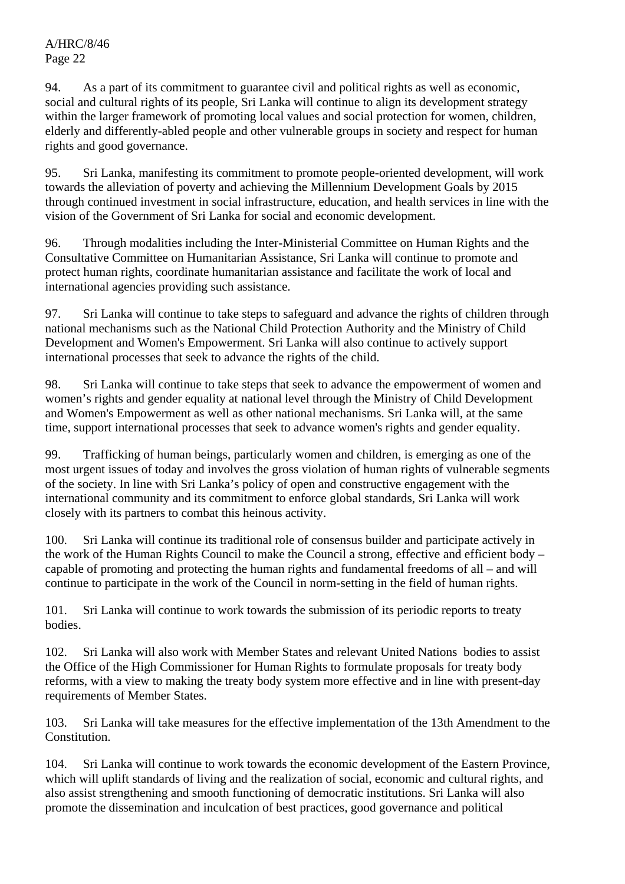94. As a part of its commitment to guarantee civil and political rights as well as economic, social and cultural rights of its people, Sri Lanka will continue to align its development strategy within the larger framework of promoting local values and social protection for women, children, elderly and differently-abled people and other vulnerable groups in society and respect for human rights and good governance.

95. Sri Lanka, manifesting its commitment to promote people-oriented development, will work towards the alleviation of poverty and achieving the Millennium Development Goals by 2015 through continued investment in social infrastructure, education, and health services in line with the vision of the Government of Sri Lanka for social and economic development.

96. Through modalities including the Inter-Ministerial Committee on Human Rights and the Consultative Committee on Humanitarian Assistance, Sri Lanka will continue to promote and protect human rights, coordinate humanitarian assistance and facilitate the work of local and international agencies providing such assistance.

97. Sri Lanka will continue to take steps to safeguard and advance the rights of children through national mechanisms such as the National Child Protection Authority and the Ministry of Child Development and Women's Empowerment. Sri Lanka will also continue to actively support international processes that seek to advance the rights of the child.

98. Sri Lanka will continue to take steps that seek to advance the empowerment of women and women's rights and gender equality at national level through the Ministry of Child Development and Women's Empowerment as well as other national mechanisms. Sri Lanka will, at the same time, support international processes that seek to advance women's rights and gender equality.

99. Trafficking of human beings, particularly women and children, is emerging as one of the most urgent issues of today and involves the gross violation of human rights of vulnerable segments of the society. In line with Sri Lanka's policy of open and constructive engagement with the international community and its commitment to enforce global standards, Sri Lanka will work closely with its partners to combat this heinous activity.

100. Sri Lanka will continue its traditional role of consensus builder and participate actively in the work of the Human Rights Council to make the Council a strong, effective and efficient body – capable of promoting and protecting the human rights and fundamental freedoms of all – and will continue to participate in the work of the Council in norm-setting in the field of human rights.

101. Sri Lanka will continue to work towards the submission of its periodic reports to treaty bodies.

102. Sri Lanka will also work with Member States and relevant United Nations bodies to assist the Office of the High Commissioner for Human Rights to formulate proposals for treaty body reforms, with a view to making the treaty body system more effective and in line with present-day requirements of Member States.

103. Sri Lanka will take measures for the effective implementation of the 13th Amendment to the Constitution.

104. Sri Lanka will continue to work towards the economic development of the Eastern Province, which will uplift standards of living and the realization of social, economic and cultural rights, and also assist strengthening and smooth functioning of democratic institutions. Sri Lanka will also promote the dissemination and inculcation of best practices, good governance and political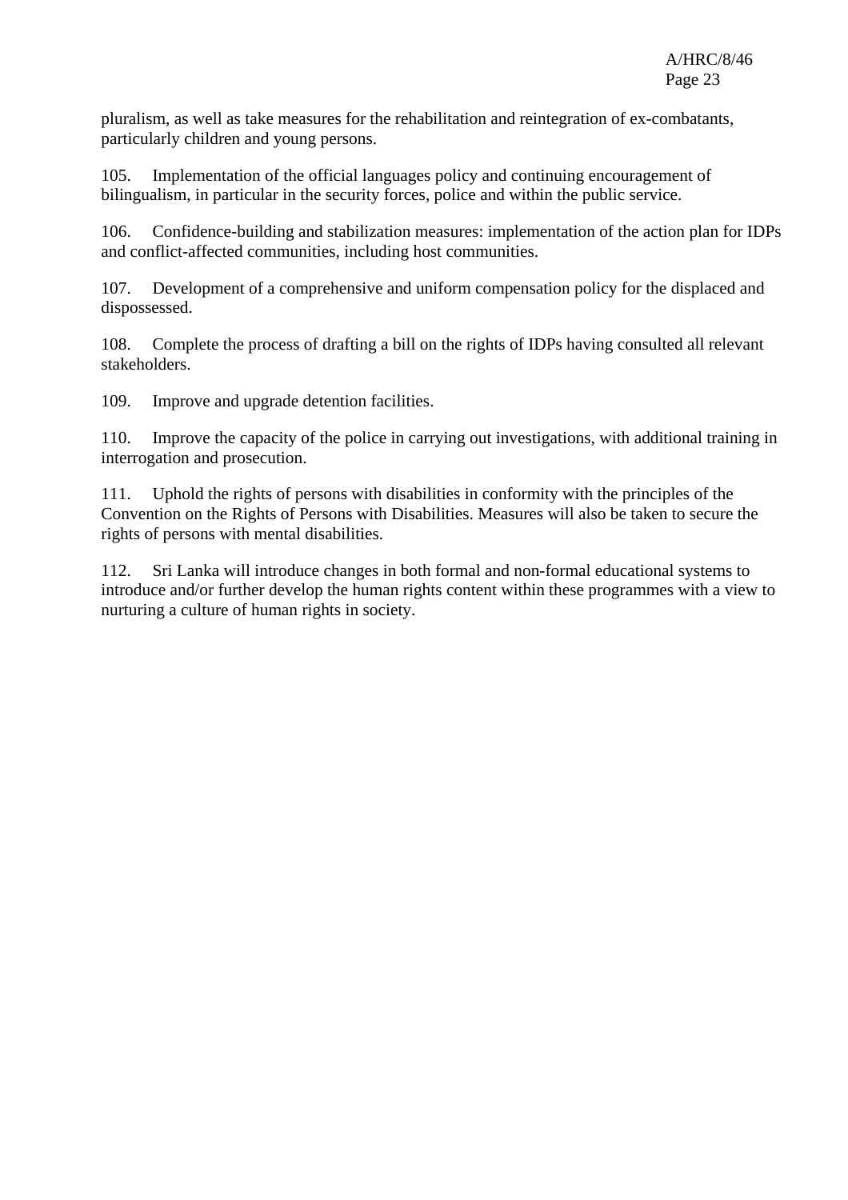pluralism, as well as take measures for the rehabilitation and reintegration of ex-combatants, particularly children and young persons.

105. Implementation of the official languages policy and continuing encouragement of bilingualism, in particular in the security forces, police and within the public service.

106. Confidence-building and stabilization measures: implementation of the action plan for IDPs and conflict-affected communities, including host communities.

107. Development of a comprehensive and uniform compensation policy for the displaced and dispossessed.

108. Complete the process of drafting a bill on the rights of IDPs having consulted all relevant stakeholders.

109. Improve and upgrade detention facilities.

110. Improve the capacity of the police in carrying out investigations, with additional training in interrogation and prosecution.

111. Uphold the rights of persons with disabilities in conformity with the principles of the Convention on the Rights of Persons with Disabilities. Measures will also be taken to secure the rights of persons with mental disabilities.

112. Sri Lanka will introduce changes in both formal and non-formal educational systems to introduce and/or further develop the human rights content within these programmes with a view to nurturing a culture of human rights in society.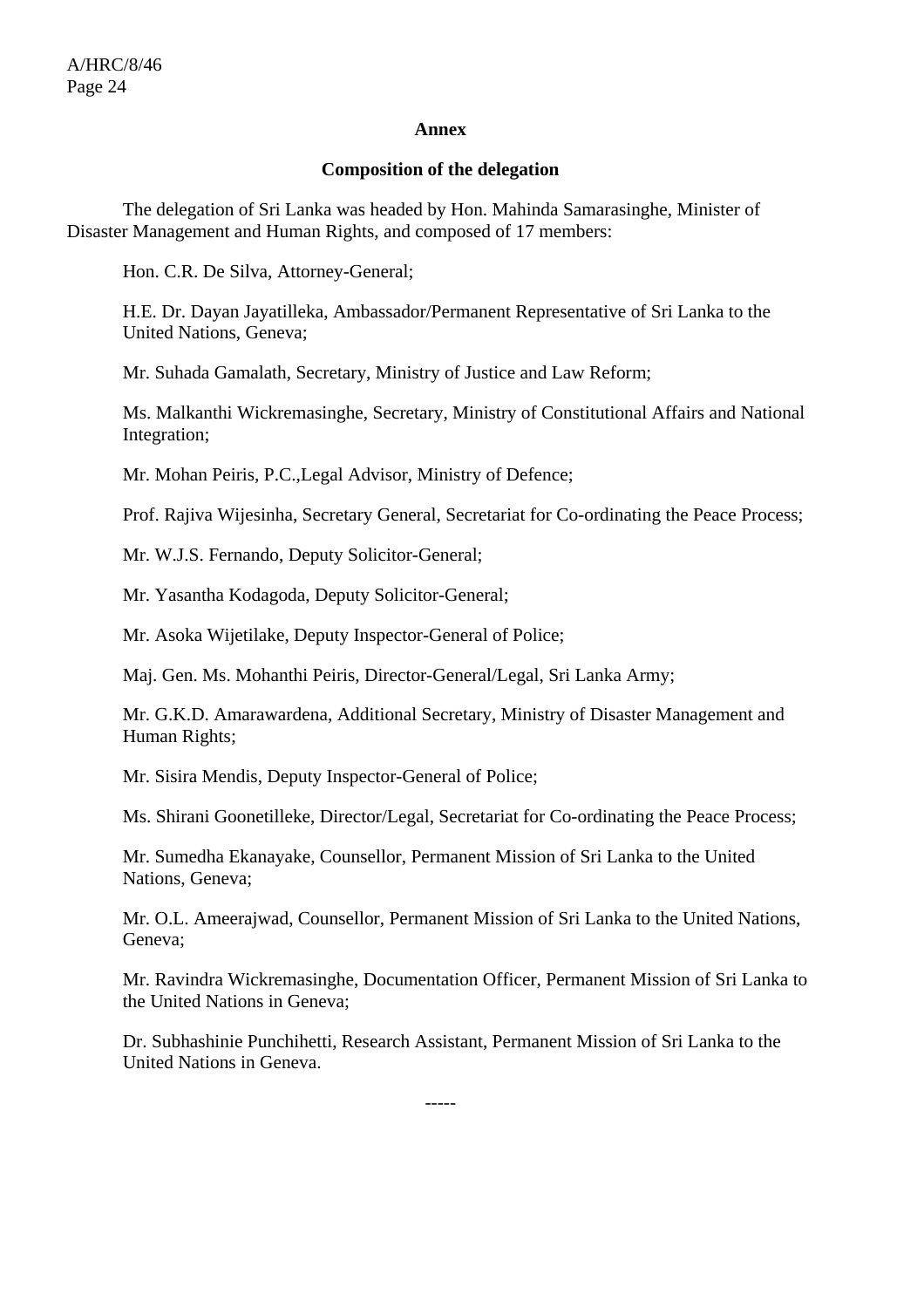**Annex**

**Composition of the delegation**

The delegation of Sri Lanka was headed by Hon. Mahinda Samarasinghe, Minister of Disaster Management and Human Rights, and composed of 17 members:

Hon. C.R. De Silva, Attorney-General;

H.E. Dr. Dayan Jayatilleka, Ambassador/Permanent Representative of Sri Lanka to the United Nations, Geneva;

Mr. Suhada Gamalath, Secretary, Ministry of Justice and Law Reform;

Ms. Malkanthi Wickremasinghe, Secretary, Ministry of Constitutional Affairs and National Integration;

Mr. Mohan Peiris, P.C.,Legal Advisor, Ministry of Defence;

Prof. Rajiva Wijesinha, Secretary General, Secretariat for Co-ordinating the Peace Process;

Mr. W.J.S. Fernando, Deputy Solicitor-General;

Mr. Yasantha Kodagoda, Deputy Solicitor-General;

Mr. Asoka Wijetilake, Deputy Inspector-General of Police;

Maj. Gen. Ms. Mohanthi Peiris, Director-General/Legal, Sri Lanka Army;

Mr. G.K.D. Amarawardena, Additional Secretary, Ministry of Disaster Management and Human Rights;

Mr. Sisira Mendis, Deputy Inspector-General of Police;

Ms. Shirani Goonetilleke, Director/Legal, Secretariat for Co-ordinating the Peace Process;

Mr. Sumedha Ekanayake, Counsellor, Permanent Mission of Sri Lanka to the United Nations, Geneva;

Mr. O.L. Ameerajwad, Counsellor, Permanent Mission of Sri Lanka to the United Nations, Geneva;

Mr. Ravindra Wickremasinghe, Documentation Officer, Permanent Mission of Sri Lanka to the United Nations in Geneva;

Dr. Subhashinie Punchihetti, Research Assistant, Permanent Mission of Sri Lanka to the United Nations in Geneva.

-----